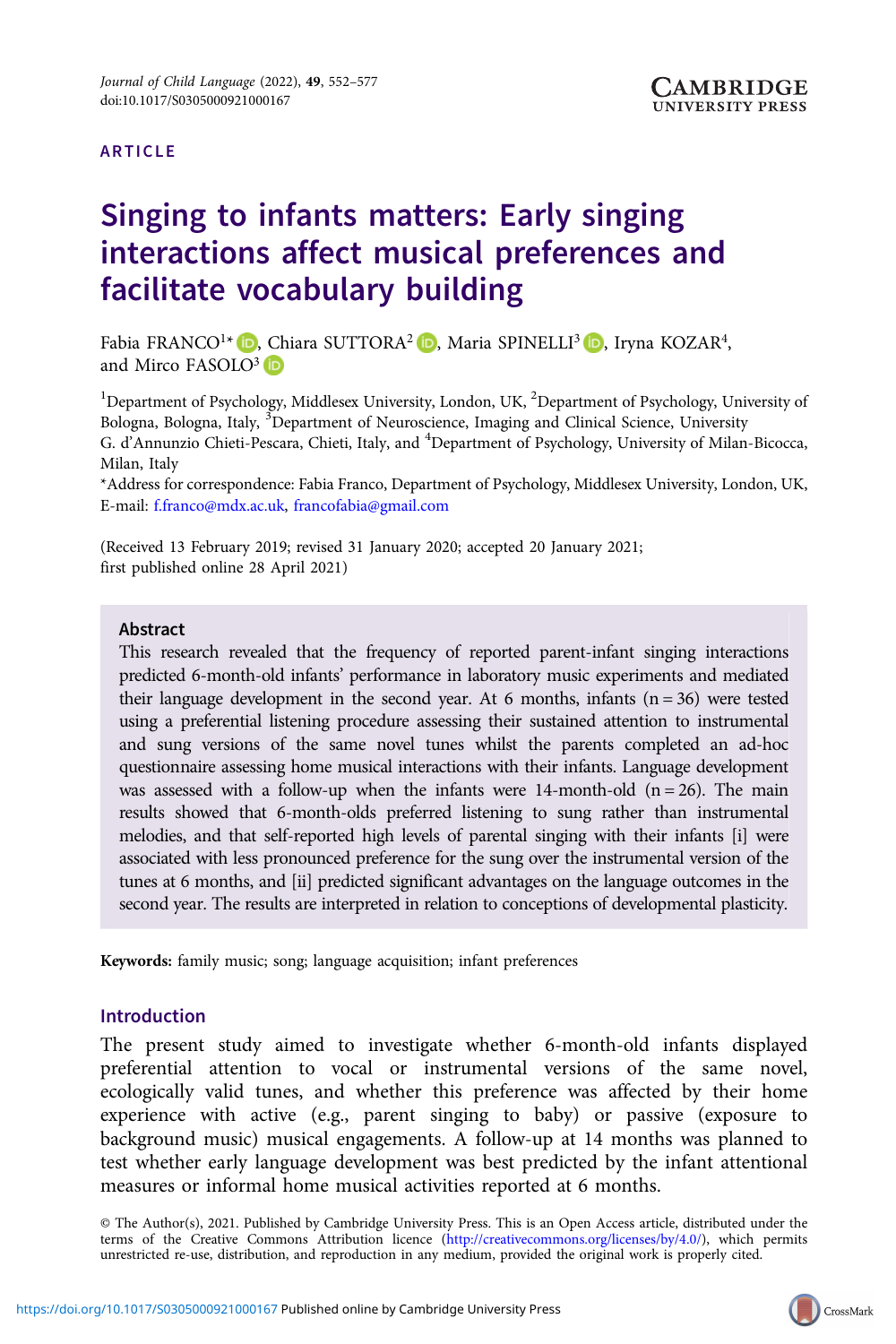ARTICLE

# Singing to infants matters: Early singing interactions affect musical preferences and facilitate vocabulary building

Fabia FRANCO[1]*, Chiara SUTTORA[2], Maria SPINELLI[3], Iryna KOZAR[4], and Mirco FASOLO[3]

[1]Department of Psychology, Middlesex University, London, UK, [2]Department of Psychology, University of Bologna, Bologna, Italy, [3]Department of Neuroscience, Imaging and Clinical Science, University G. d'Annunzio Chieti-Pescara, Chieti, Italy, and [4]Department of Psychology, University of Milan-Bicocca, Milan, Italy

*Address for correspondence: Fabia Franco, Department of Psychology, Middlesex University, London, UK, E-mail: f.franco@mdx.ac.uk, francofabia@gmail.com

(Received 13 February 2019; revised 31 January 2020; accepted 20 January 2021; first published online 28 April 2021)

## Abstract

This research revealed that the frequency of reported parent-infant singing interactions predicted 6-month-old infants' performance in laboratory music experiments and mediated their language development in the second year. At 6 months, infants (n = 36) were tested using a preferential listening procedure assessing their sustained attention to instrumental and sung versions of the same novel tunes whilst the parents completed an ad-hoc questionnaire assessing home musical interactions with their infants. Language development was assessed with a follow-up when the infants were 14-month-old (n = 26). The main results showed that 6-month-olds preferred listening to sung rather than instrumental melodies, and that self-reported high levels of parental singing with their infants [i] were associated with less pronounced preference for the sung over the instrumental version of the tunes at 6 months, and [ii] predicted significant advantages on the language outcomes in the second year. The results are interpreted in relation to conceptions of developmental plasticity.

**Keywords:** family music; song; language acquisition; infant preferences

## Introduction

The present study aimed to investigate whether 6-month-old infants displayed preferential attention to vocal or instrumental versions of the same novel, ecologically valid tunes, and whether this preference was affected by their home experience with active (e.g., parent singing to baby) or passive (exposure to background music) musical engagements. A follow-up at 14 months was planned to test whether early language development was best predicted by the infant attentional measures or informal home musical activities reported at 6 months.

© The Author(s), 2021. Published by Cambridge University Press. This is an Open Access article, distributed under the terms of the Creative Commons Attribution licence (http://creativecommons.org/licenses/by/4.0/), which permits unrestricted re-use, distribution, and reproduction in any medium, provided the original work is properly cited.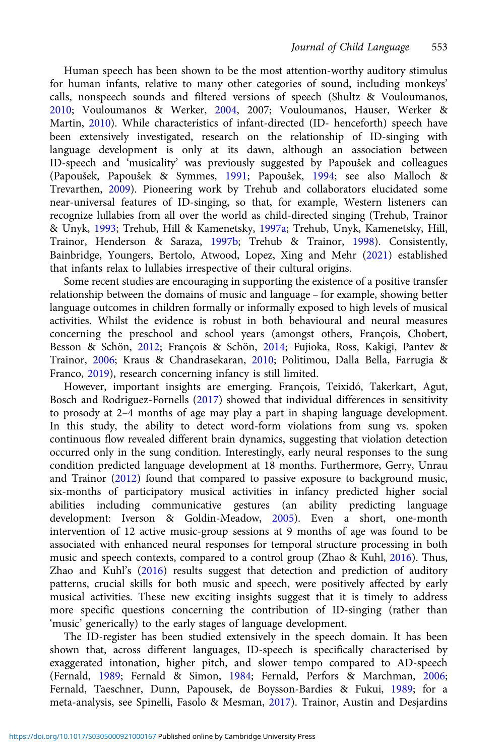Human speech has been shown to be the most attention-worthy auditory stimulus for human infants, relative to many other categories of sound, including monkeys' calls, nonspeech sounds and filtered versions of speech (Shultz & Vouloumanos, 2010; Vouloumanos & Werker, 2004, 2007; Vouloumanos, Hauser, Werker & Martin, 2010). While characteristics of infant-directed (ID- henceforth) speech have been extensively investigated, research on the relationship of ID-singing with language development is only at its dawn, although an association between ID-speech and 'musicality' was previously suggested by Papoušek and colleagues (Papoušek, Papoušek & Symmes, 1991; Papoušek, 1994; see also Malloch & Trevarthen, 2009). Pioneering work by Trehub and collaborators elucidated some near-universal features of ID-singing, so that, for example, Western listeners can recognize lullabies from all over the world as child-directed singing (Trehub, Trainor & Unyk, 1993; Trehub, Hill & Kamenetsky, 1997a; Trehub, Unyk, Kamenetsky, Hill, Trainor, Henderson & Saraza, 1997b; Trehub & Trainor, 1998). Consistently, Bainbridge, Youngers, Bertolo, Atwood, Lopez, Xing and Mehr (2021) established that infants relax to lullabies irrespective of their cultural origins.

Some recent studies are encouraging in supporting the existence of a positive transfer relationship between the domains of music and language – for example, showing better language outcomes in children formally or informally exposed to high levels of musical activities. Whilst the evidence is robust in both behavioural and neural measures concerning the preschool and school years (amongst others, François, Chobert, Besson & Schön, 2012; François & Schön, 2014; Fujioka, Ross, Kakigi, Pantev & Trainor, 2006; Kraus & Chandrasekaran, 2010; Politimou, Dalla Bella, Farrugia & Franco, 2019), research concerning infancy is still limited.

However, important insights are emerging. François, Teixidó, Takerkart, Agut, Bosch and Rodriguez-Fornells (2017) showed that individual differences in sensitivity to prosody at 2–4 months of age may play a part in shaping language development. In this study, the ability to detect word-form violations from sung vs. spoken continuous flow revealed different brain dynamics, suggesting that violation detection occurred only in the sung condition. Interestingly, early neural responses to the sung condition predicted language development at 18 months. Furthermore, Gerry, Unrau and Trainor (2012) found that compared to passive exposure to background music, six-months of participatory musical activities in infancy predicted higher social abilities including communicative gestures (an ability predicting language development: Iverson & Goldin-Meadow, 2005). Even a short, one-month intervention of 12 active music-group sessions at 9 months of age was found to be associated with enhanced neural responses for temporal structure processing in both music and speech contexts, compared to a control group (Zhao & Kuhl, 2016). Thus, Zhao and Kuhl's (2016) results suggest that detection and prediction of auditory patterns, crucial skills for both music and speech, were positively affected by early musical activities. These new exciting insights suggest that it is timely to address more specific questions concerning the contribution of ID-singing (rather than 'music' generically) to the early stages of language development.

The ID-register has been studied extensively in the speech domain. It has been shown that, across different languages, ID-speech is specifically characterised by exaggerated intonation, higher pitch, and slower tempo compared to AD-speech (Fernald, 1989; Fernald & Simon, 1984; Fernald, Perfors & Marchman, 2006; Fernald, Taeschner, Dunn, Papousek, de Boysson-Bardies & Fukui, 1989; for a meta-analysis, see Spinelli, Fasolo & Mesman, 2017). Trainor, Austin and Desjardins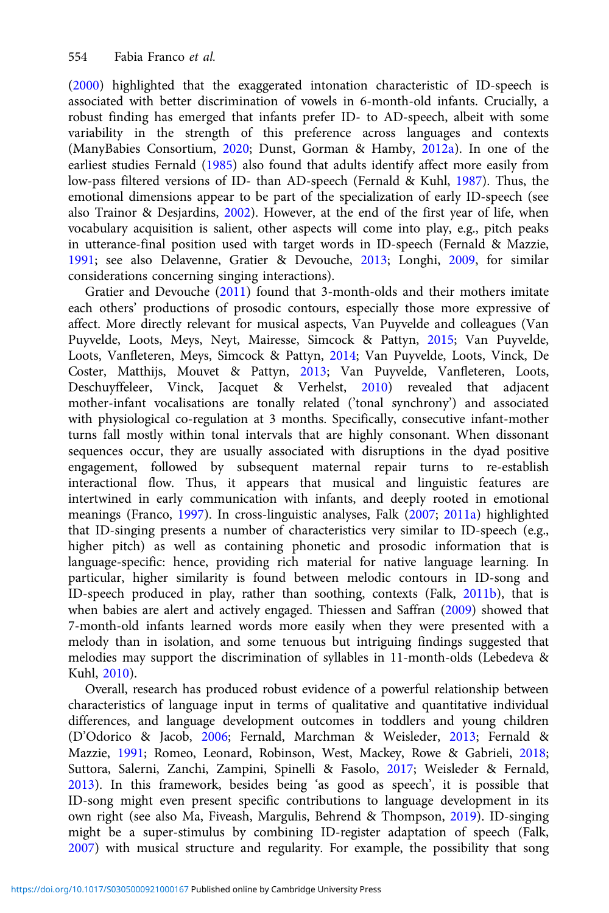(2000) highlighted that the exaggerated intonation characteristic of ID-speech is associated with better discrimination of vowels in 6-month-old infants. Crucially, a robust finding has emerged that infants prefer ID- to AD-speech, albeit with some variability in the strength of this preference across languages and contexts (ManyBabies Consortium, 2020; Dunst, Gorman & Hamby, 2012a). In one of the earliest studies Fernald (1985) also found that adults identify affect more easily from low-pass filtered versions of ID- than AD-speech (Fernald & Kuhl, 1987). Thus, the emotional dimensions appear to be part of the specialization of early ID-speech (see also Trainor & Desjardins, 2002). However, at the end of the first year of life, when vocabulary acquisition is salient, other aspects will come into play, e.g., pitch peaks in utterance-final position used with target words in ID-speech (Fernald & Mazzie, 1991; see also Delavenne, Gratier & Devouche, 2013; Longhi, 2009, for similar considerations concerning singing interactions).

Gratier and Devouche (2011) found that 3-month-olds and their mothers imitate each others' productions of prosodic contours, especially those more expressive of affect. More directly relevant for musical aspects, Van Puyvelde and colleagues (Van Puyvelde, Loots, Meys, Neyt, Mairesse, Simcock & Pattyn, 2015; Van Puyvelde, Loots, Vanfleteren, Meys, Simcock & Pattyn, 2014; Van Puyvelde, Loots, Vinck, De Coster, Matthijs, Mouvet & Pattyn, 2013; Van Puyvelde, Vanfleteren, Loots, Deschuyffeleer, Vinck, Jacquet & Verhelst, 2010) revealed that adjacent mother-infant vocalisations are tonally related ('tonal synchrony') and associated with physiological co-regulation at 3 months. Specifically, consecutive infant-mother turns fall mostly within tonal intervals that are highly consonant. When dissonant sequences occur, they are usually associated with disruptions in the dyad positive engagement, followed by subsequent maternal repair turns to re-establish interactional flow. Thus, it appears that musical and linguistic features are intertwined in early communication with infants, and deeply rooted in emotional meanings (Franco, 1997). In cross-linguistic analyses, Falk (2007; 2011a) highlighted that ID-singing presents a number of characteristics very similar to ID-speech (e.g., higher pitch) as well as containing phonetic and prosodic information that is language-specific: hence, providing rich material for native language learning. In particular, higher similarity is found between melodic contours in ID-song and ID-speech produced in play, rather than soothing, contexts (Falk, 2011b), that is when babies are alert and actively engaged. Thiessen and Saffran (2009) showed that 7-month-old infants learned words more easily when they were presented with a melody than in isolation, and some tenuous but intriguing findings suggested that melodies may support the discrimination of syllables in 11-month-olds (Lebedeva & Kuhl, 2010).

Overall, research has produced robust evidence of a powerful relationship between characteristics of language input in terms of qualitative and quantitative individual differences, and language development outcomes in toddlers and young children (D'Odorico & Jacob, 2006; Fernald, Marchman & Weisleder, 2013; Fernald & Mazzie, 1991; Romeo, Leonard, Robinson, West, Mackey, Rowe & Gabrieli, 2018; Suttora, Salerni, Zanchi, Zampini, Spinelli & Fasolo, 2017; Weisleder & Fernald, 2013). In this framework, besides being 'as good as speech', it is possible that ID-song might even present specific contributions to language development in its own right (see also Ma, Fiveash, Margulis, Behrend & Thompson, 2019). ID-singing might be a super-stimulus by combining ID-register adaptation of speech (Falk, 2007) with musical structure and regularity. For example, the possibility that song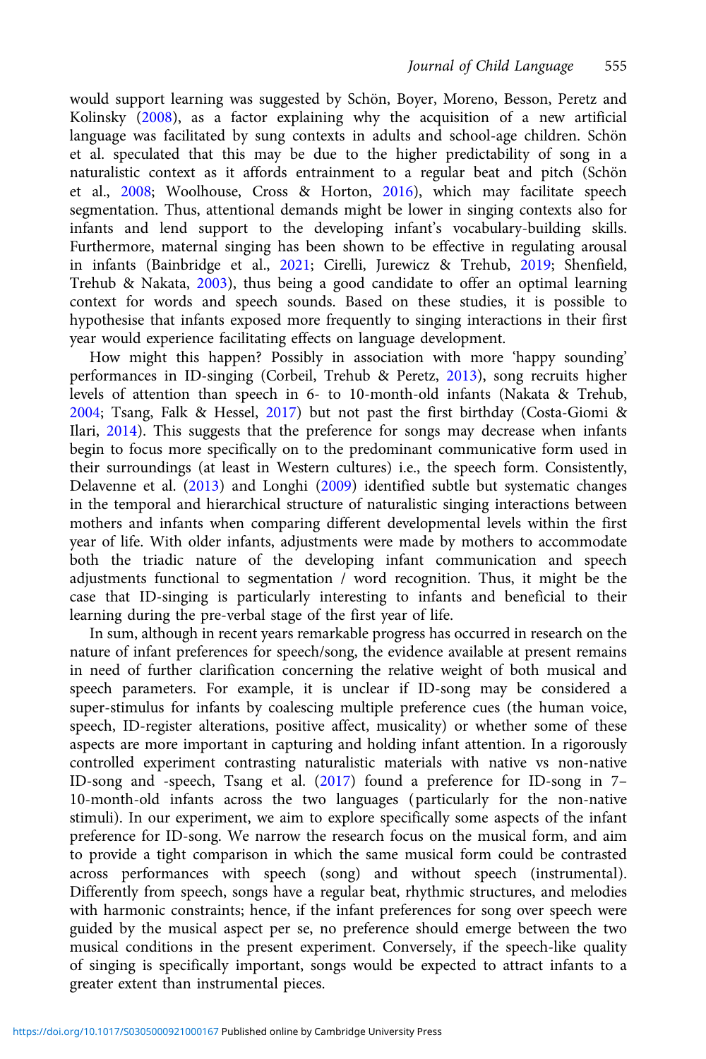would support learning was suggested by Schön, Boyer, Moreno, Besson, Peretz and Kolinsky (2008), as a factor explaining why the acquisition of a new artificial language was facilitated by sung contexts in adults and school-age children. Schön et al. speculated that this may be due to the higher predictability of song in a naturalistic context as it affords entrainment to a regular beat and pitch (Schön et al., 2008; Woolhouse, Cross & Horton, 2016), which may facilitate speech segmentation. Thus, attentional demands might be lower in singing contexts also for infants and lend support to the developing infant's vocabulary-building skills. Furthermore, maternal singing has been shown to be effective in regulating arousal in infants (Bainbridge et al., 2021; Cirelli, Jurewicz & Trehub, 2019; Shenfield, Trehub & Nakata, 2003), thus being a good candidate to offer an optimal learning context for words and speech sounds. Based on these studies, it is possible to hypothesise that infants exposed more frequently to singing interactions in their first year would experience facilitating effects on language development.

How might this happen? Possibly in association with more 'happy sounding' performances in ID-singing (Corbeil, Trehub & Peretz, 2013), song recruits higher levels of attention than speech in 6- to 10-month-old infants (Nakata & Trehub, 2004; Tsang, Falk & Hessel, 2017) but not past the first birthday (Costa-Giomi & Ilari, 2014). This suggests that the preference for songs may decrease when infants begin to focus more specifically on to the predominant communicative form used in their surroundings (at least in Western cultures) i.e., the speech form. Consistently, Delavenne et al. (2013) and Longhi (2009) identified subtle but systematic changes in the temporal and hierarchical structure of naturalistic singing interactions between mothers and infants when comparing different developmental levels within the first year of life. With older infants, adjustments were made by mothers to accommodate both the triadic nature of the developing infant communication and speech adjustments functional to segmentation / word recognition. Thus, it might be the case that ID-singing is particularly interesting to infants and beneficial to their learning during the pre-verbal stage of the first year of life.

In sum, although in recent years remarkable progress has occurred in research on the nature of infant preferences for speech/song, the evidence available at present remains in need of further clarification concerning the relative weight of both musical and speech parameters. For example, it is unclear if ID-song may be considered a super-stimulus for infants by coalescing multiple preference cues (the human voice, speech, ID-register alterations, positive affect, musicality) or whether some of these aspects are more important in capturing and holding infant attention. In a rigorously controlled experiment contrasting naturalistic materials with native vs non-native ID-song and -speech, Tsang et al. (2017) found a preference for ID-song in 7–10-month-old infants across the two languages (particularly for the non-native stimuli). In our experiment, we aim to explore specifically some aspects of the infant preference for ID-song. We narrow the research focus on the musical form, and aim to provide a tight comparison in which the same musical form could be contrasted across performances with speech (song) and without speech (instrumental). Differently from speech, songs have a regular beat, rhythmic structures, and melodies with harmonic constraints; hence, if the infant preferences for song over speech were guided by the musical aspect per se, no preference should emerge between the two musical conditions in the present experiment. Conversely, if the speech-like quality of singing is specifically important, songs would be expected to attract infants to a greater extent than instrumental pieces.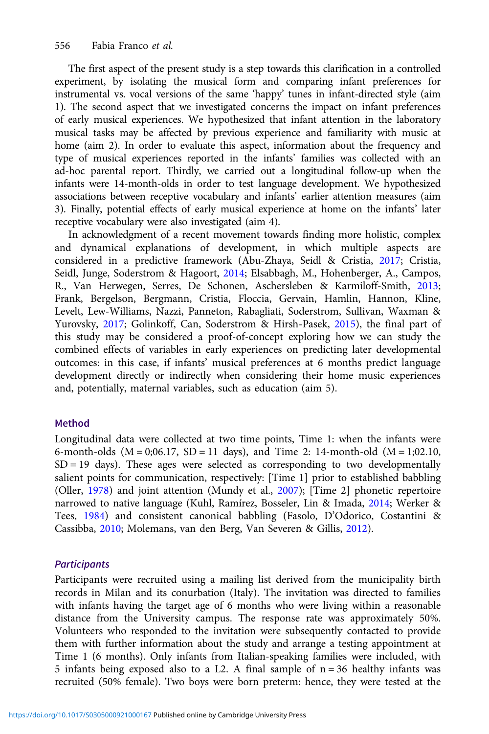The first aspect of the present study is a step towards this clarification in a controlled experiment, by isolating the musical form and comparing infant preferences for instrumental vs. vocal versions of the same 'happy' tunes in infant-directed style (aim 1). The second aspect that we investigated concerns the impact on infant preferences of early musical experiences. We hypothesized that infant attention in the laboratory musical tasks may be affected by previous experience and familiarity with music at home (aim 2). In order to evaluate this aspect, information about the frequency and type of musical experiences reported in the infants' families was collected with an ad-hoc parental report. Thirdly, we carried out a longitudinal follow-up when the infants were 14-month-olds in order to test language development. We hypothesized associations between receptive vocabulary and infants' earlier attention measures (aim 3). Finally, potential effects of early musical experience at home on the infants' later receptive vocabulary were also investigated (aim 4).

In acknowledgment of a recent movement towards finding more holistic, complex and dynamical explanations of development, in which multiple aspects are considered in a predictive framework (Abu-Zhaya, Seidl & Cristia, 2017; Cristia, Seidl, Junge, Soderstrom & Hagoort, 2014; Elsabbagh, M., Hohenberger, A., Campos, R., Van Herwegen, Serres, De Schonen, Aschersleben & Karmiloff-Smith, 2013; Frank, Bergelson, Bergmann, Cristia, Floccia, Gervain, Hamlin, Hannon, Kline, Levelt, Lew-Williams, Nazzi, Panneton, Rabagliati, Soderstrom, Sullivan, Waxman & Yurovsky, 2017; Golinkoff, Can, Soderstrom & Hirsh-Pasek, 2015), the final part of this study may be considered a proof-of-concept exploring how we can study the combined effects of variables in early experiences on predicting later developmental outcomes: in this case, if infants' musical preferences at 6 months predict language development directly or indirectly when considering their home music experiences and, potentially, maternal variables, such as education (aim 5).

## Method

Longitudinal data were collected at two time points, Time 1: when the infants were 6-month-olds (M = 0;06.17, SD = 11 days), and Time 2: 14-month-old (M = 1;02.10, SD = 19 days). These ages were selected as corresponding to two developmentally salient points for communication, respectively: [Time 1] prior to established babbling (Oller, 1978) and joint attention (Mundy et al., 2007); [Time 2] phonetic repertoire narrowed to native language (Kuhl, Ramírez, Bosseler, Lin & Imada, 2014; Werker & Tees, 1984) and consistent canonical babbling (Fasolo, D'Odorico, Costantini & Cassibba, 2010; Molemans, van den Berg, Van Severen & Gillis, 2012).

### *Participants*

Participants were recruited using a mailing list derived from the municipality birth records in Milan and its conurbation (Italy). The invitation was directed to families with infants having the target age of 6 months who were living within a reasonable distance from the University campus. The response rate was approximately 50%. Volunteers who responded to the invitation were subsequently contacted to provide them with further information about the study and arrange a testing appointment at Time 1 (6 months). Only infants from Italian-speaking families were included, with 5 infants being exposed also to a L2. A final sample of n = 36 healthy infants was recruited (50% female). Two boys were born preterm: hence, they were tested at the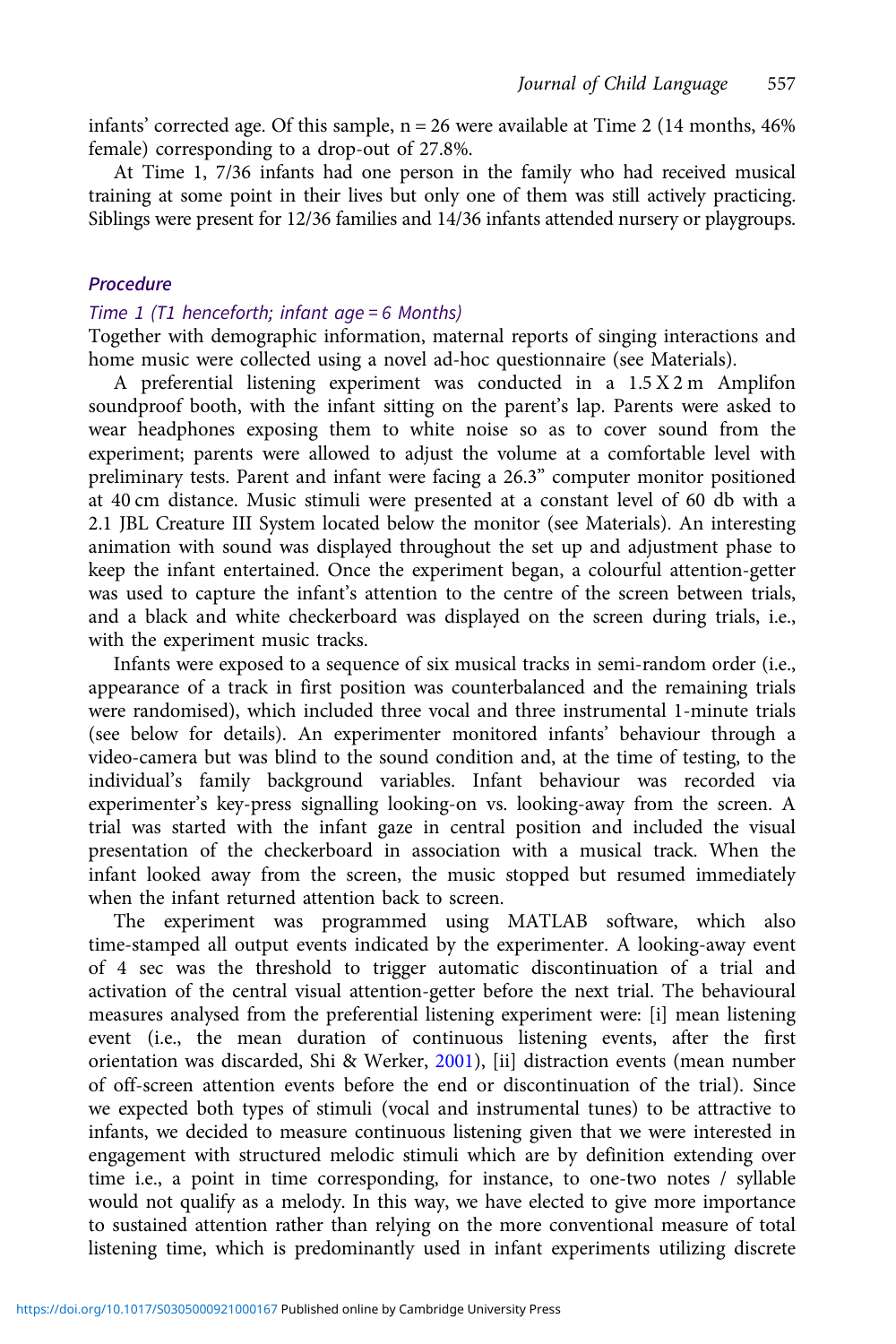infants' corrected age. Of this sample, n = 26 were available at Time 2 (14 months, 46% female) corresponding to a drop-out of 27.8%.

At Time 1, 7/36 infants had one person in the family who had received musical training at some point in their lives but only one of them was still actively practicing. Siblings were present for 12/36 families and 14/36 infants attended nursery or playgroups.

### *Procedure*

#### *Time 1 (T1 henceforth; infant age = 6 Months)*

Together with demographic information, maternal reports of singing interactions and home music were collected using a novel ad-hoc questionnaire (see Materials).

A preferential listening experiment was conducted in a 1.5 X 2 m Amplifon soundproof booth, with the infant sitting on the parent's lap. Parents were asked to wear headphones exposing them to white noise so as to cover sound from the experiment; parents were allowed to adjust the volume at a comfortable level with preliminary tests. Parent and infant were facing a 26.3" computer monitor positioned at 40 cm distance. Music stimuli were presented at a constant level of 60 db with a 2.1 JBL Creature III System located below the monitor (see Materials). An interesting animation with sound was displayed throughout the set up and adjustment phase to keep the infant entertained. Once the experiment began, a colourful attention-getter was used to capture the infant's attention to the centre of the screen between trials, and a black and white checkerboard was displayed on the screen during trials, i.e., with the experiment music tracks.

Infants were exposed to a sequence of six musical tracks in semi-random order (i.e., appearance of a track in first position was counterbalanced and the remaining trials were randomised), which included three vocal and three instrumental 1-minute trials (see below for details). An experimenter monitored infants' behaviour through a video-camera but was blind to the sound condition and, at the time of testing, to the individual's family background variables. Infant behaviour was recorded via experimenter's key-press signalling looking-on vs. looking-away from the screen. A trial was started with the infant gaze in central position and included the visual presentation of the checkerboard in association with a musical track. When the infant looked away from the screen, the music stopped but resumed immediately when the infant returned attention back to screen.

The experiment was programmed using MATLAB software, which also time-stamped all output events indicated by the experimenter. A looking-away event of 4 sec was the threshold to trigger automatic discontinuation of a trial and activation of the central visual attention-getter before the next trial. The behavioural measures analysed from the preferential listening experiment were: [i] mean listening event (i.e., the mean duration of continuous listening events, after the first orientation was discarded, Shi & Werker, 2001), [ii] distraction events (mean number of off-screen attention events before the end or discontinuation of the trial). Since we expected both types of stimuli (vocal and instrumental tunes) to be attractive to infants, we decided to measure continuous listening given that we were interested in engagement with structured melodic stimuli which are by definition extending over time i.e., a point in time corresponding, for instance, to one-two notes / syllable would not qualify as a melody. In this way, we have elected to give more importance to sustained attention rather than relying on the more conventional measure of total listening time, which is predominantly used in infant experiments utilizing discrete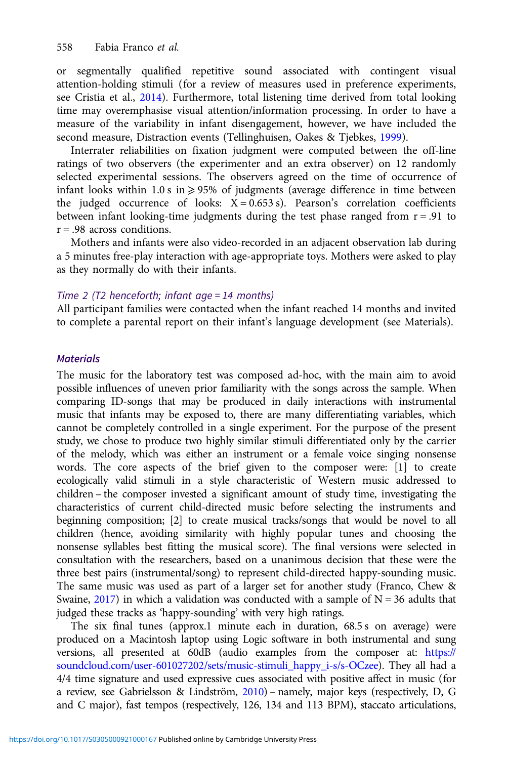or segmentally qualified repetitive sound associated with contingent visual attention-holding stimuli (for a review of measures used in preference experiments, see Cristia et al., 2014). Furthermore, total listening time derived from total looking time may overemphasise visual attention/information processing. In order to have a measure of the variability in infant disengagement, however, we have included the second measure, Distraction events (Tellinghuisen, Oakes & Tjebkes, 1999).

Interrater reliabilities on fixation judgment were computed between the off-line ratings of two observers (the experimenter and an extra observer) on 12 randomly selected experimental sessions. The observers agreed on the time of occurrence of infant looks within 1.0 s in $\geqslant$ 95% of judgments (average difference in time between the judged occurrence of looks: $\bar{X} = 0.653$ s). Pearson's correlation coefficients between infant looking-time judgments during the test phase ranged from $r = .91$ to $r = .98$ across conditions.

Mothers and infants were also video-recorded in an adjacent observation lab during a 5 minutes free-play interaction with age-appropriate toys. Mothers were asked to play as they normally do with their infants.

*Time 2 (T2 henceforth; infant age = 14 months)*

All participant families were contacted when the infant reached 14 months and invited to complete a parental report on their infant's language development (see Materials).

### *Materials*

The music for the laboratory test was composed ad-hoc, with the main aim to avoid possible influences of uneven prior familiarity with the songs across the sample. When comparing ID-songs that may be produced in daily interactions with instrumental music that infants may be exposed to, there are many differentiating variables, which cannot be completely controlled in a single experiment. For the purpose of the present study, we chose to produce two highly similar stimuli differentiated only by the carrier of the melody, which was either an instrument or a female voice singing nonsense words. The core aspects of the brief given to the composer were: [1] to create ecologically valid stimuli in a style characteristic of Western music addressed to children – the composer invested a significant amount of study time, investigating the characteristics of current child-directed music before selecting the instruments and beginning composition; [2] to create musical tracks/songs that would be novel to all children (hence, avoiding similarity with highly popular tunes and choosing the nonsense syllables best fitting the musical score). The final versions were selected in consultation with the researchers, based on a unanimous decision that these were the three best pairs (instrumental/song) to represent child-directed happy-sounding music. The same music was used as part of a larger set for another study (Franco, Chew & Swaine, 2017) in which a validation was conducted with a sample of N = 36 adults that judged these tracks as 'happy-sounding' with very high ratings.

The six final tunes (approx.1 minute each in duration, 68.5 s on average) were produced on a Macintosh laptop using Logic software in both instrumental and sung versions, all presented at 60dB (audio examples from the composer at: https://soundcloud.com/user-601027202/sets/music-stimuli_happy_i-s/s-OCzee). They all had a 4/4 time signature and used expressive cues associated with positive affect in music (for a review, see Gabrielsson & Lindström, 2010) – namely, major keys (respectively, D, G and C major), fast tempos (respectively, 126, 134 and 113 BPM), staccato articulations,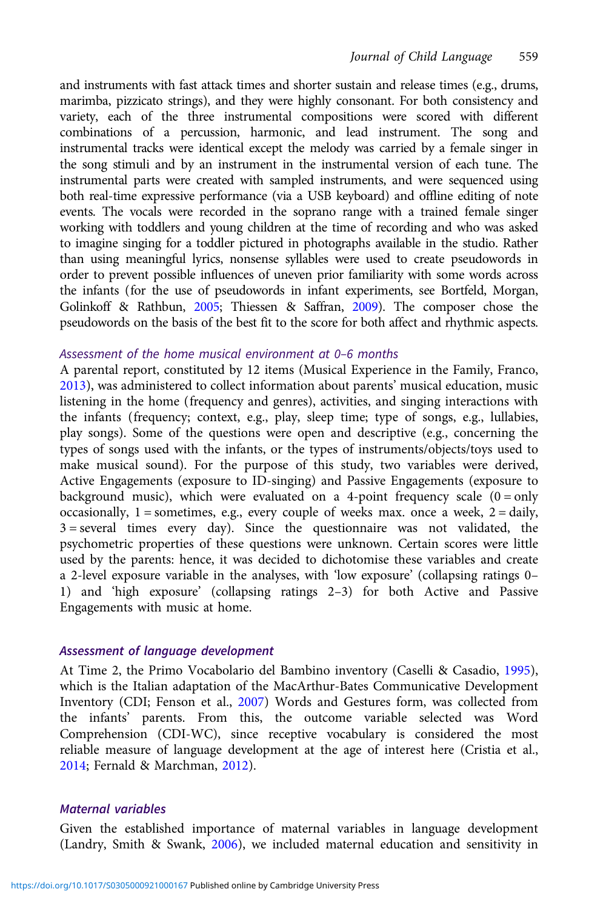and instruments with fast attack times and shorter sustain and release times (e.g., drums, marimba, pizzicato strings), and they were highly consonant. For both consistency and variety, each of the three instrumental compositions were scored with different combinations of a percussion, harmonic, and lead instrument. The song and instrumental tracks were identical except the melody was carried by a female singer in the song stimuli and by an instrument in the instrumental version of each tune. The instrumental parts were created with sampled instruments, and were sequenced using both real-time expressive performance (via a USB keyboard) and offline editing of note events. The vocals were recorded in the soprano range with a trained female singer working with toddlers and young children at the time of recording and who was asked to imagine singing for a toddler pictured in photographs available in the studio. Rather than using meaningful lyrics, nonsense syllables were used to create pseudowords in order to prevent possible influences of uneven prior familiarity with some words across the infants (for the use of pseudowords in infant experiments, see Bortfeld, Morgan, Golinkoff & Rathbun, 2005; Thiessen & Saffran, 2009). The composer chose the pseudowords on the basis of the best fit to the score for both affect and rhythmic aspects.

### *Assessment of the home musical environment at 0–6 months*

A parental report, constituted by 12 items (Musical Experience in the Family, Franco, 2013), was administered to collect information about parents' musical education, music listening in the home (frequency and genres), activities, and singing interactions with the infants (frequency; context, e.g., play, sleep time; type of songs, e.g., lullabies, play songs). Some of the questions were open and descriptive (e.g., concerning the types of songs used with the infants, or the types of instruments/objects/toys used to make musical sound). For the purpose of this study, two variables were derived, Active Engagements (exposure to ID-singing) and Passive Engagements (exposure to background music), which were evaluated on a 4-point frequency scale (0 = only occasionally, 1 = sometimes, e.g., every couple of weeks max. once a week, 2 = daily, 3 = several times every day). Since the questionnaire was not validated, the psychometric properties of these questions were unknown. Certain scores were little used by the parents: hence, it was decided to dichotomise these variables and create a 2-level exposure variable in the analyses, with 'low exposure' (collapsing ratings 0–1) and 'high exposure' (collapsing ratings 2–3) for both Active and Passive Engagements with music at home.

### *Assessment of language development*

At Time 2, the Primo Vocabolario del Bambino inventory (Caselli & Casadio, 1995), which is the Italian adaptation of the MacArthur-Bates Communicative Development Inventory (CDI; Fenson et al., 2007) Words and Gestures form, was collected from the infants' parents. From this, the outcome variable selected was Word Comprehension (CDI-WC), since receptive vocabulary is considered the most reliable measure of language development at the age of interest here (Cristia et al., 2014; Fernald & Marchman, 2012).

### *Maternal variables*

Given the established importance of maternal variables in language development (Landry, Smith & Swank, 2006), we included maternal education and sensitivity in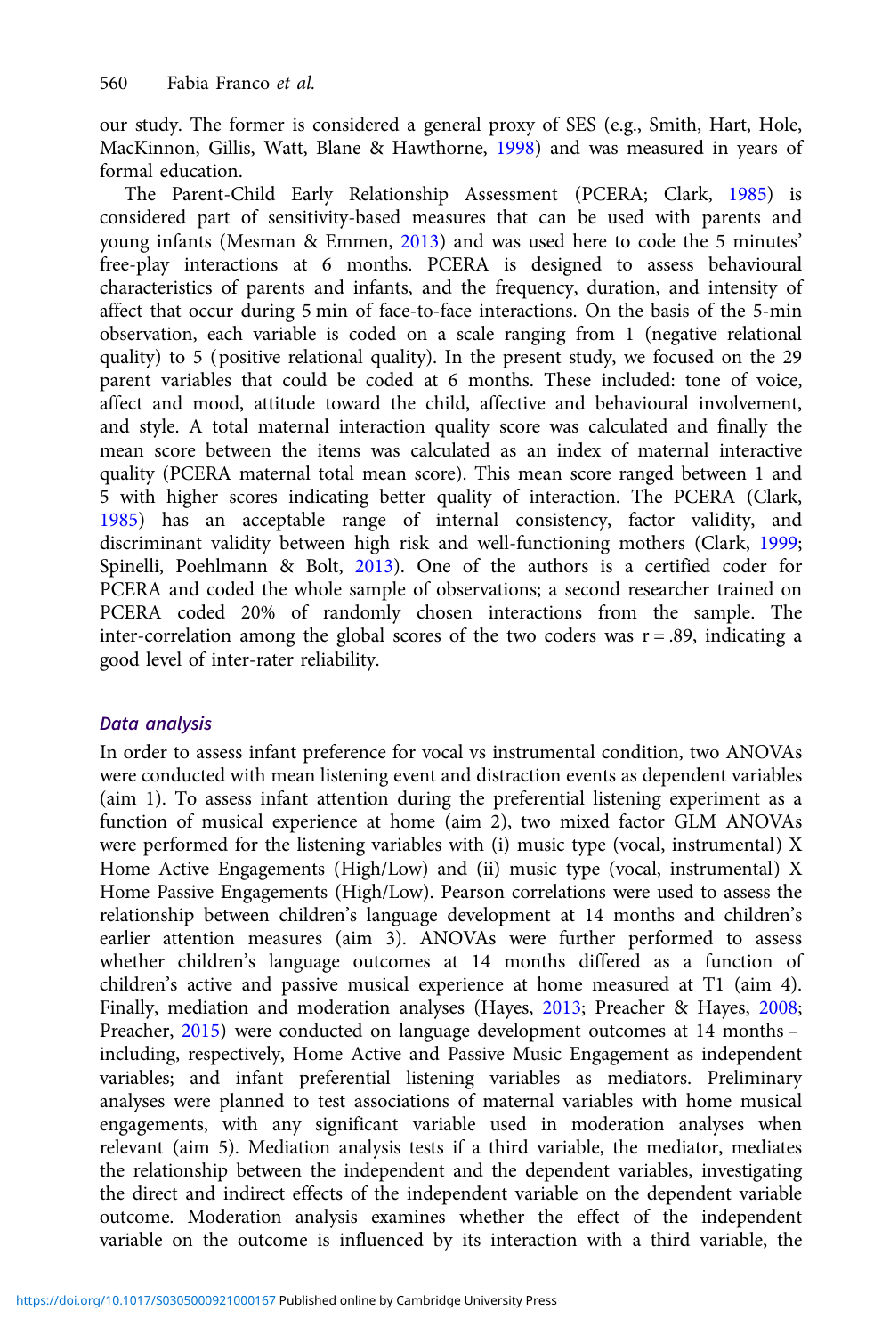our study. The former is considered a general proxy of SES (e.g., Smith, Hart, Hole, MacKinnon, Gillis, Watt, Blane & Hawthorne, 1998) and was measured in years of formal education.

The Parent-Child Early Relationship Assessment (PCERA; Clark, 1985) is considered part of sensitivity-based measures that can be used with parents and young infants (Mesman & Emmen, 2013) and was used here to code the 5 minutes' free-play interactions at 6 months. PCERA is designed to assess behavioural characteristics of parents and infants, and the frequency, duration, and intensity of affect that occur during 5 min of face-to-face interactions. On the basis of the 5-min observation, each variable is coded on a scale ranging from 1 (negative relational quality) to 5 (positive relational quality). In the present study, we focused on the 29 parent variables that could be coded at 6 months. These included: tone of voice, affect and mood, attitude toward the child, affective and behavioural involvement, and style. A total maternal interaction quality score was calculated and finally the mean score between the items was calculated as an index of maternal interactive quality (PCERA maternal total mean score). This mean score ranged between 1 and 5 with higher scores indicating better quality of interaction. The PCERA (Clark, 1985) has an acceptable range of internal consistency, factor validity, and discriminant validity between high risk and well-functioning mothers (Clark, 1999; Spinelli, Poehlmann & Bolt, 2013). One of the authors is a certified coder for PCERA and coded the whole sample of observations; a second researcher trained on PCERA coded 20% of randomly chosen interactions from the sample. The inter-correlation among the global scores of the two coders was $r = .89$, indicating a good level of inter-rater reliability.

### *Data analysis*

In order to assess infant preference for vocal vs instrumental condition, two ANOVAs were conducted with mean listening event and distraction events as dependent variables (aim 1). To assess infant attention during the preferential listening experiment as a function of musical experience at home (aim 2), two mixed factor GLM ANOVAs were performed for the listening variables with (i) music type (vocal, instrumental) X Home Active Engagements (High/Low) and (ii) music type (vocal, instrumental) X Home Passive Engagements (High/Low). Pearson correlations were used to assess the relationship between children's language development at 14 months and children's earlier attention measures (aim 3). ANOVAs were further performed to assess whether children's language outcomes at 14 months differed as a function of children's active and passive musical experience at home measured at T1 (aim 4). Finally, mediation and moderation analyses (Hayes, 2013; Preacher & Hayes, 2008; Preacher, 2015) were conducted on language development outcomes at 14 months – including, respectively, Home Active and Passive Music Engagement as independent variables; and infant preferential listening variables as mediators. Preliminary analyses were planned to test associations of maternal variables with home musical engagements, with any significant variable used in moderation analyses when relevant (aim 5). Mediation analysis tests if a third variable, the mediator, mediates the relationship between the independent and the dependent variables, investigating the direct and indirect effects of the independent variable on the dependent variable outcome. Moderation analysis examines whether the effect of the independent variable on the outcome is influenced by its interaction with a third variable, the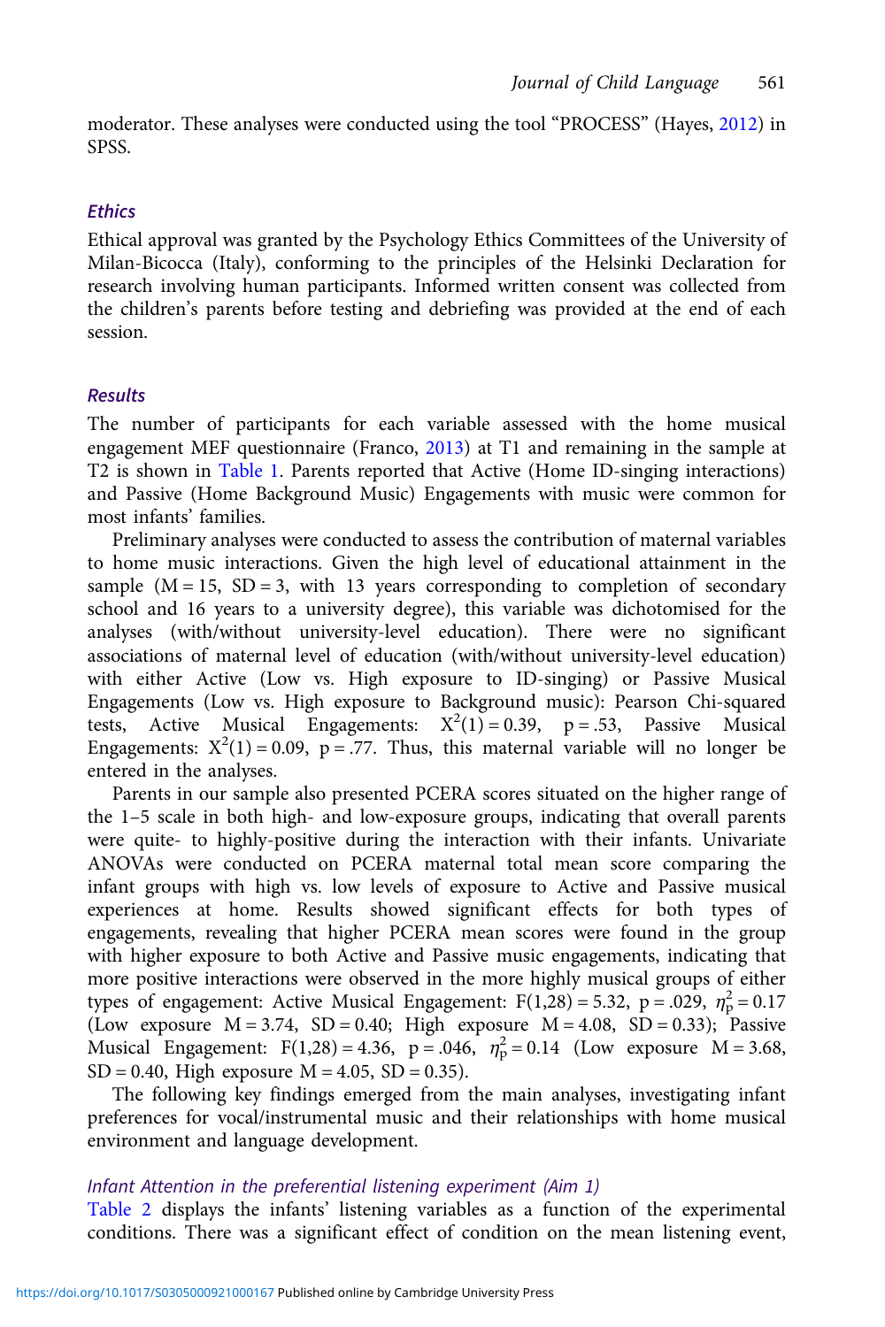moderator. These analyses were conducted using the tool "PROCESS" (Hayes, 2012) in SPSS.

### *Ethics*

Ethical approval was granted by the Psychology Ethics Committees of the University of Milan-Bicocca (Italy), conforming to the principles of the Helsinki Declaration for research involving human participants. Informed written consent was collected from the children's parents before testing and debriefing was provided at the end of each session.

## *Results*

The number of participants for each variable assessed with the home musical engagement MEF questionnaire (Franco, 2013) at T1 and remaining in the sample at T2 is shown in Table 1. Parents reported that Active (Home ID-singing interactions) and Passive (Home Background Music) Engagements with music were common for most infants' families.

Preliminary analyses were conducted to assess the contribution of maternal variables to home music interactions. Given the high level of educational attainment in the sample (M = 15, SD = 3, with 13 years corresponding to completion of secondary school and 16 years to a university degree), this variable was dichotomised for the analyses (with/without university-level education). There were no significant associations of maternal level of education (with/without university-level education) with either Active (Low vs. High exposure to ID-singing) or Passive Musical Engagements (Low vs. High exposure to Background music): Pearson Chi-squared tests, Active Musical Engagements: $X^2(1) = 0.39$, $p = .53$, Passive Musical Engagements: $X^2(1) = 0.09$, $p = .77$. Thus, this maternal variable will no longer be entered in the analyses.

Parents in our sample also presented PCERA scores situated on the higher range of the 1–5 scale in both high- and low-exposure groups, indicating that overall parents were quite- to highly-positive during the interaction with their infants. Univariate ANOVAs were conducted on PCERA maternal total mean score comparing the infant groups with high vs. low levels of exposure to Active and Passive musical experiences at home. Results showed significant effects for both types of engagements, revealing that higher PCERA mean scores were found in the group with higher exposure to both Active and Passive music engagements, indicating that more positive interactions were observed in the more highly musical groups of either types of engagement: Active Musical Engagement: $F(1,28) = 5.32$, $p = .029$, $\eta_p^2 = 0.17$ (Low exposure M = 3.74, SD = 0.40; High exposure M = 4.08, SD = 0.33); Passive Musical Engagement: $F(1,28) = 4.36$, $p = .046$, $\eta_p^2 = 0.14$ (Low exposure M = 3.68, SD = 0.40, High exposure M = 4.05, SD = 0.35).

The following key findings emerged from the main analyses, investigating infant preferences for vocal/instrumental music and their relationships with home musical environment and language development.

#### *Infant Attention in the preferential listening experiment (Aim 1)*

Table 2 displays the infants' listening variables as a function of the experimental conditions. There was a significant effect of condition on the mean listening event,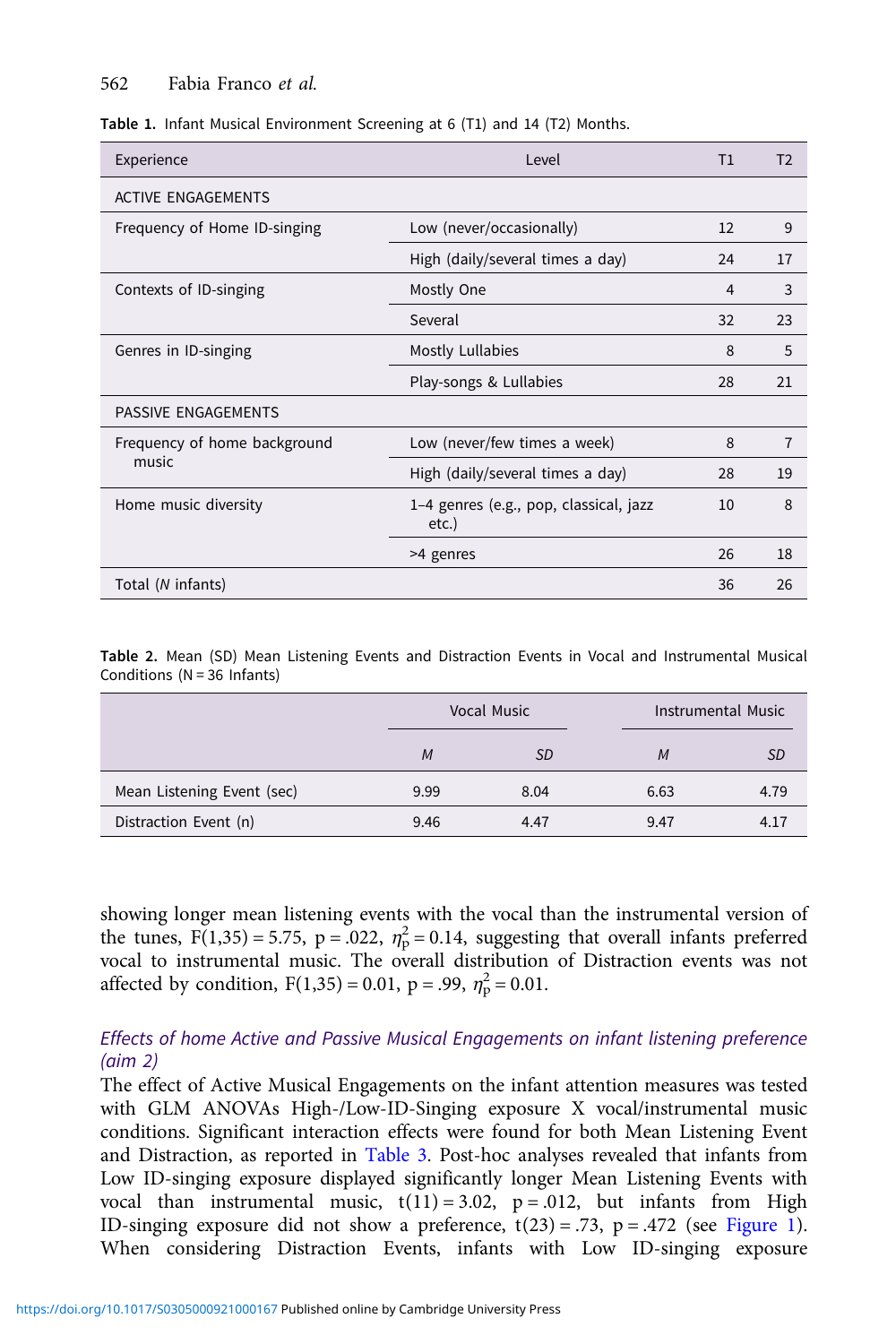**Table 1.** Infant Musical Environment Screening at 6 (T1) and 14 (T2) Months.

| Experience | Level | T1 | T2 |
|---|---|---|---|
| ACTIVE ENGAGEMENTS | | | |
| Frequency of Home ID-singing | Low (never/occasionally) | 12 | 9 |
| | High (daily/several times a day) | 24 | 17 |
| Contexts of ID-singing | Mostly One | 4 | 3 |
| | Several | 32 | 23 |
| Genres in ID-singing | Mostly Lullabies | 8 | 5 |
| | Play-songs & Lullabies | 28 | 21 |
| PASSIVE ENGAGEMENTS | | | |
| Frequency of home background music | Low (never/few times a week) | 8 | 7 |
| | High (daily/several times a day) | 28 | 19 |
| Home music diversity | 1–4 genres (e.g., pop, classical, jazz etc.) | 10 | 8 |
| | >4 genres | 26 | 18 |
| Total (*N* infants) | | 36 | 26 |

**Table 2.** Mean (SD) Mean Listening Events and Distraction Events in Vocal and Instrumental Musical Conditions (N = 36 Infants)

| | Vocal Music | | Instrumental Music | |
|---|---|---|---|---|
| | *M* | *SD* | *M* | *SD* |
| Mean Listening Event (sec) | 9.99 | 8.04 | 6.63 | 4.79 |
| Distraction Event (n) | 9.46 | 4.47 | 9.47 | 4.17 |

showing longer mean listening events with the vocal than the instrumental version of the tunes, $F(1,35) = 5.75$, $p = .022$, $\eta_p^2 = 0.14$, suggesting that overall infants preferred vocal to instrumental music. The overall distribution of Distraction events was not affected by condition, $F(1,35) = 0.01$, $p = .99$, $\eta_p^2 = 0.01$.

### *Effects of home Active and Passive Musical Engagements on infant listening preference (aim 2)*

The effect of Active Musical Engagements on the infant attention measures was tested with GLM ANOVAs High-/Low-ID-Singing exposure X vocal/instrumental music conditions. Significant interaction effects were found for both Mean Listening Event and Distraction, as reported in Table 3. Post-hoc analyses revealed that infants from Low ID-singing exposure displayed significantly longer Mean Listening Events with vocal than instrumental music, $t(11) = 3.02$, $p = .012$, but infants from High ID-singing exposure did not show a preference, $t(23) = .73$, $p = .472$ (see Figure 1). When considering Distraction Events, infants with Low ID-singing exposure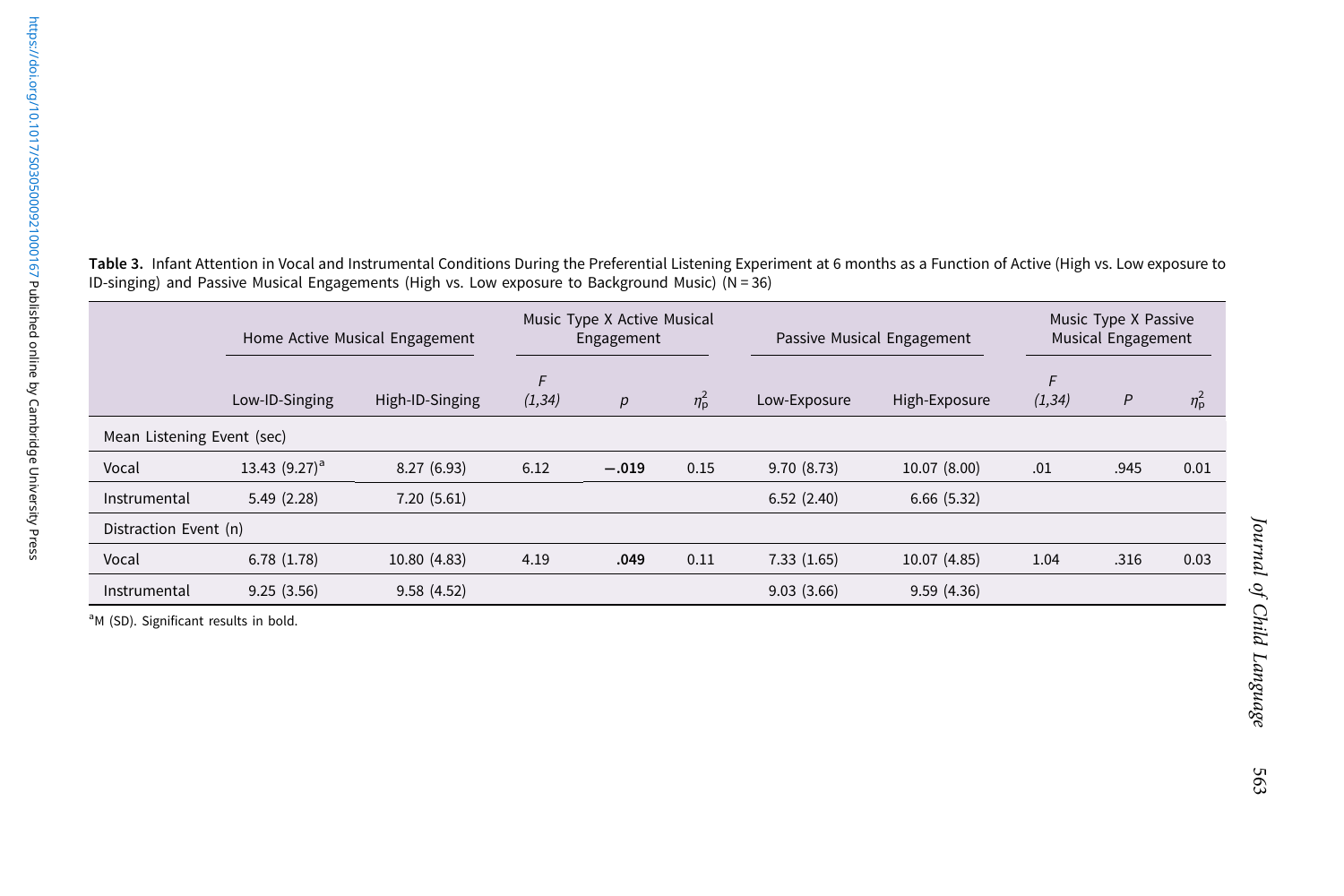**Table 3.** Infant Attention in Vocal and Instrumental Conditions During the Preferential Listening Experiment at 6 months as a Function of Active (High vs. Low exposure to ID-singing) and Passive Musical Engagements (High vs. Low exposure to Background Music) (N = 36)

| | Home Active Musical Engagement | | Music Type X Active Musical Engagement | | | Passive Musical Engagement | | Music Type X Passive Musical Engagement | | |
|---|---|---|---|---|---|---|---|---|---|---|
| | Low-ID-Singing | High-ID-Singing | *F* *(1,34)* | *p* | $\eta^2_p$ | Low-Exposure | High-Exposure | *F* *(1,34)* | *P* | $\eta^2_p$ |
| Mean Listening Event (sec) | | | | | | | | | | |
| Vocal | 13.43 (9.27)[a] | 8.27 (6.93) | 6.12 | **−.019** | 0.15 | 9.70 (8.73) | 10.07 (8.00) | .01 | .945 | 0.01 |
| Instrumental | 5.49 (2.28) | 7.20 (5.61) | | | | 6.52 (2.40) | 6.66 (5.32) | | | |
| Distraction Event (n) | | | | | | | | | | |
| Vocal | 6.78 (1.78) | 10.80 (4.83) | 4.19 | **.049** | 0.11 | 7.33 (1.65) | 10.07 (4.85) | 1.04 | .316 | 0.03 |
| Instrumental | 9.25 (3.56) | 9.58 (4.52) | | | | 9.03 (3.66) | 9.59 (4.36) | | | |

[a]M (SD). Significant results in bold.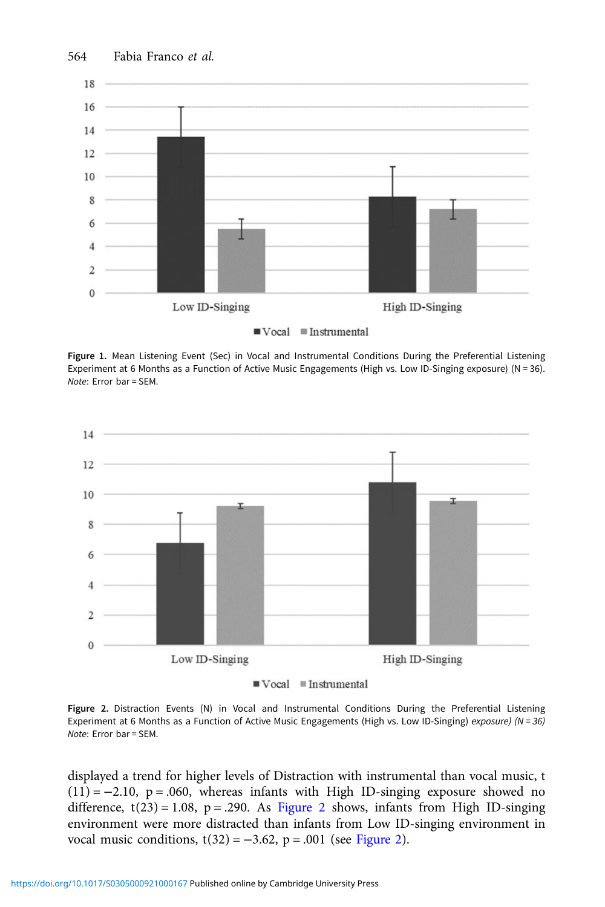**Figure 1.** Mean Listening Event (Sec) in Vocal and Instrumental Conditions During the Preferential Listening Experiment at 6 Months as a Function of Active Music Engagements (High vs. Low ID-Singing exposure) (N = 36). *Note*: Error bar = SEM.

**Figure 2.** Distraction Events (N) in Vocal and Instrumental Conditions During the Preferential Listening Experiment at 6 Months as a Function of Active Music Engagements (High vs. Low ID-Singing) *exposure) (N = 36)* *Note*: Error bar = SEM.

displayed a trend for higher levels of Distraction with instrumental than vocal music, $t(11) = -2.10$, $p = .060$, whereas infants with High ID-singing exposure showed no difference, $t(23) = 1.08$, $p = .290$. As Figure 2 shows, infants from High ID-singing environment were more distracted than infants from Low ID-singing environment in vocal music conditions, $t(32) = -3.62$, $p = .001$ (see Figure 2).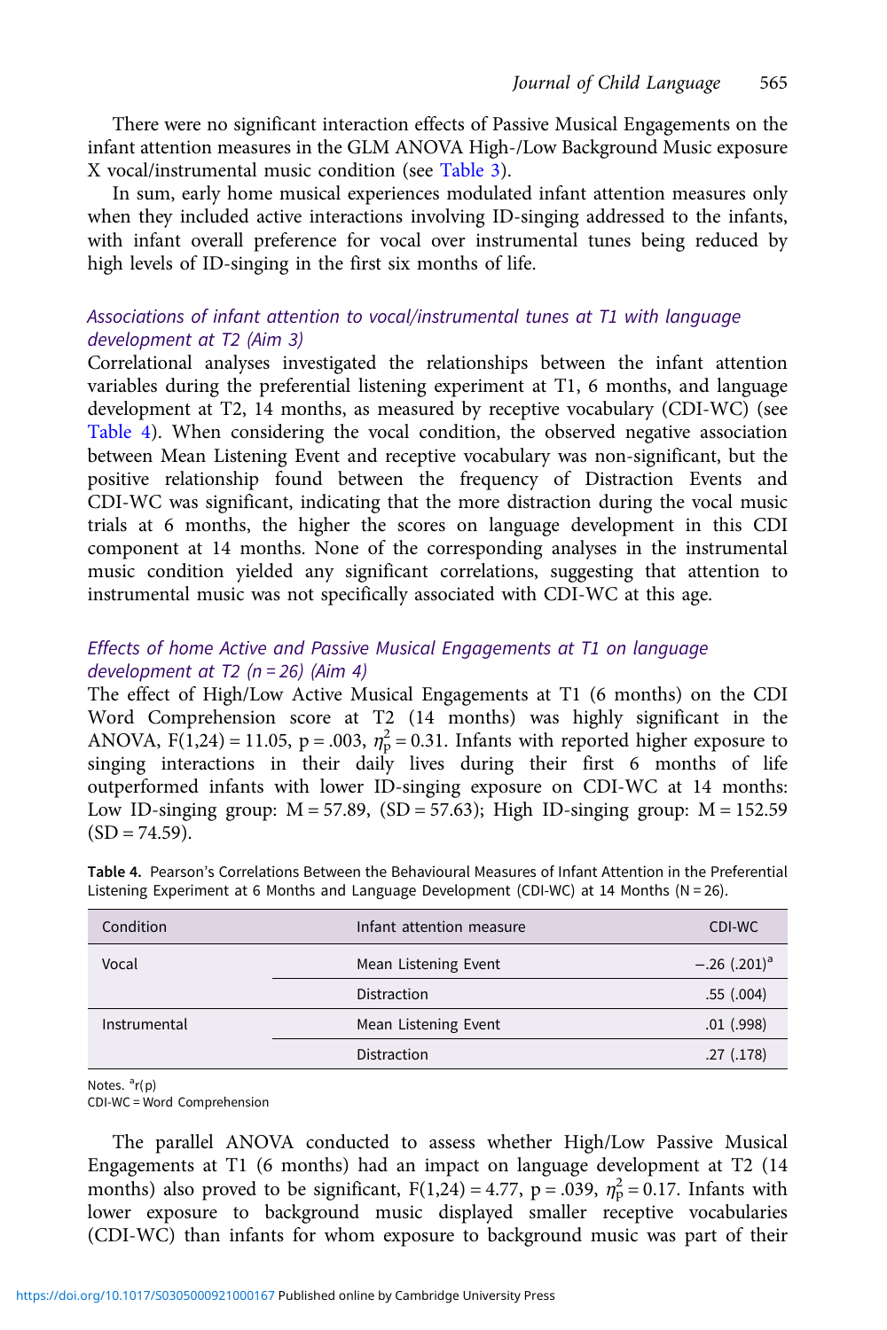There were no significant interaction effects of Passive Musical Engagements on the infant attention measures in the GLM ANOVA High-/Low Background Music exposure X vocal/instrumental music condition (see Table 3).

In sum, early home musical experiences modulated infant attention measures only when they included active interactions involving ID-singing addressed to the infants, with infant overall preference for vocal over instrumental tunes being reduced by high levels of ID-singing in the first six months of life.

### *Associations of infant attention to vocal/instrumental tunes at T1 with language development at T2 (Aim 3)*

Correlational analyses investigated the relationships between the infant attention variables during the preferential listening experiment at T1, 6 months, and language development at T2, 14 months, as measured by receptive vocabulary (CDI-WC) (see Table 4). When considering the vocal condition, the observed negative association between Mean Listening Event and receptive vocabulary was non-significant, but the positive relationship found between the frequency of Distraction Events and CDI-WC was significant, indicating that the more distraction during the vocal music trials at 6 months, the higher the scores on language development in this CDI component at 14 months. None of the corresponding analyses in the instrumental music condition yielded any significant correlations, suggesting that attention to instrumental music was not specifically associated with CDI-WC at this age.

### *Effects of home Active and Passive Musical Engagements at T1 on language development at T2 (n = 26) (Aim 4)*

The effect of High/Low Active Musical Engagements at T1 (6 months) on the CDI Word Comprehension score at T2 (14 months) was highly significant in the ANOVA, $F(1,24) = 11.05$, $p = .003$, $\eta_p^2 = 0.31$. Infants with reported higher exposure to singing interactions in their daily lives during their first 6 months of life outperformed infants with lower ID-singing exposure on CDI-WC at 14 months: Low ID-singing group: $M = 57.89$, $(SD = 57.63)$; High ID-singing group: $M = 152.59$ $(SD = 74.59)$.

**Table 4.** Pearson's Correlations Between the Behavioural Measures of Infant Attention in the Preferential Listening Experiment at 6 Months and Language Development (CDI-WC) at 14 Months (N = 26).

| Condition | Infant attention measure | CDI-WC |
|---|---|---|
| Vocal | Mean Listening Event | −.26 (.201)[a] |
| | Distraction | .55 (.004) |
| Instrumental | Mean Listening Event | .01 (.998) |
| | Distraction | .27 (.178) |

Notes. [a]r(p)
CDI-WC = Word Comprehension

The parallel ANOVA conducted to assess whether High/Low Passive Musical Engagements at T1 (6 months) had an impact on language development at T2 (14 months) also proved to be significant, $F(1,24) = 4.77$, $p = .039$, $\eta_p^2 = 0.17$. Infants with lower exposure to background music displayed smaller receptive vocabularies (CDI-WC) than infants for whom exposure to background music was part of their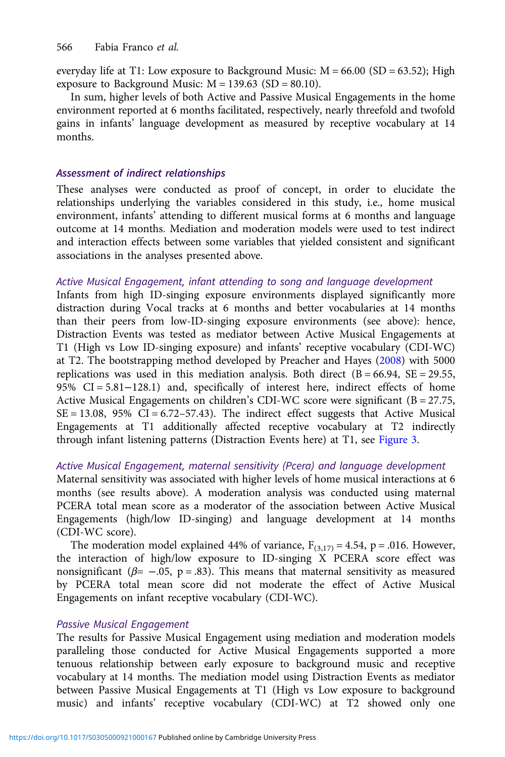everyday life at T1: Low exposure to Background Music: M = 66.00 (SD = 63.52); High exposure to Background Music: M = 139.63 (SD = 80.10).

In sum, higher levels of both Active and Passive Musical Engagements in the home environment reported at 6 months facilitated, respectively, nearly threefold and twofold gains in infants' language development as measured by receptive vocabulary at 14 months.

### *Assessment of indirect relationships*

These analyses were conducted as proof of concept, in order to elucidate the relationships underlying the variables considered in this study, i.e., home musical environment, infants' attending to different musical forms at 6 months and language outcome at 14 months. Mediation and moderation models were used to test indirect and interaction effects between some variables that yielded consistent and significant associations in the analyses presented above.

#### *Active Musical Engagement, infant attending to song and language development*

Infants from high ID-singing exposure environments displayed significantly more distraction during Vocal tracks at 6 months and better vocabularies at 14 months than their peers from low-ID-singing exposure environments (see above): hence, Distraction Events was tested as mediator between Active Musical Engagements at T1 (High vs Low ID-singing exposure) and infants' receptive vocabulary (CDI-WC) at T2. The bootstrapping method developed by Preacher and Hayes (2008) with 5000 replications was used in this mediation analysis. Both direct (B = 66.94, SE = 29.55, 95% CI = 5.81−128.1) and, specifically of interest here, indirect effects of home Active Musical Engagements on children's CDI-WC score were significant (B = 27.75, SE = 13.08, 95% CI = 6.72–57.43). The indirect effect suggests that Active Musical Engagements at T1 additionally affected receptive vocabulary at T2 indirectly through infant listening patterns (Distraction Events here) at T1, see Figure 3.

#### *Active Musical Engagement, maternal sensitivity (Pcera) and language development*

Maternal sensitivity was associated with higher levels of home musical interactions at 6 months (see results above). A moderation analysis was conducted using maternal PCERA total mean score as a moderator of the association between Active Musical Engagements (high/low ID-singing) and language development at 14 months (CDI-WC score).

The moderation model explained 44% of variance, $F_{(3,17)} = 4.54$, p = .016. However, the interaction of high/low exposure to ID-singing X PCERA score effect was nonsignificant ($\beta = -.05$, p = .83). This means that maternal sensitivity as measured by PCERA total mean score did not moderate the effect of Active Musical Engagements on infant receptive vocabulary (CDI-WC).

#### *Passive Musical Engagement*

The results for Passive Musical Engagement using mediation and moderation models paralleling those conducted for Active Musical Engagements supported a more tenuous relationship between early exposure to background music and receptive vocabulary at 14 months. The mediation model using Distraction Events as mediator between Passive Musical Engagements at T1 (High vs Low exposure to background music) and infants' receptive vocabulary (CDI-WC) at T2 showed only one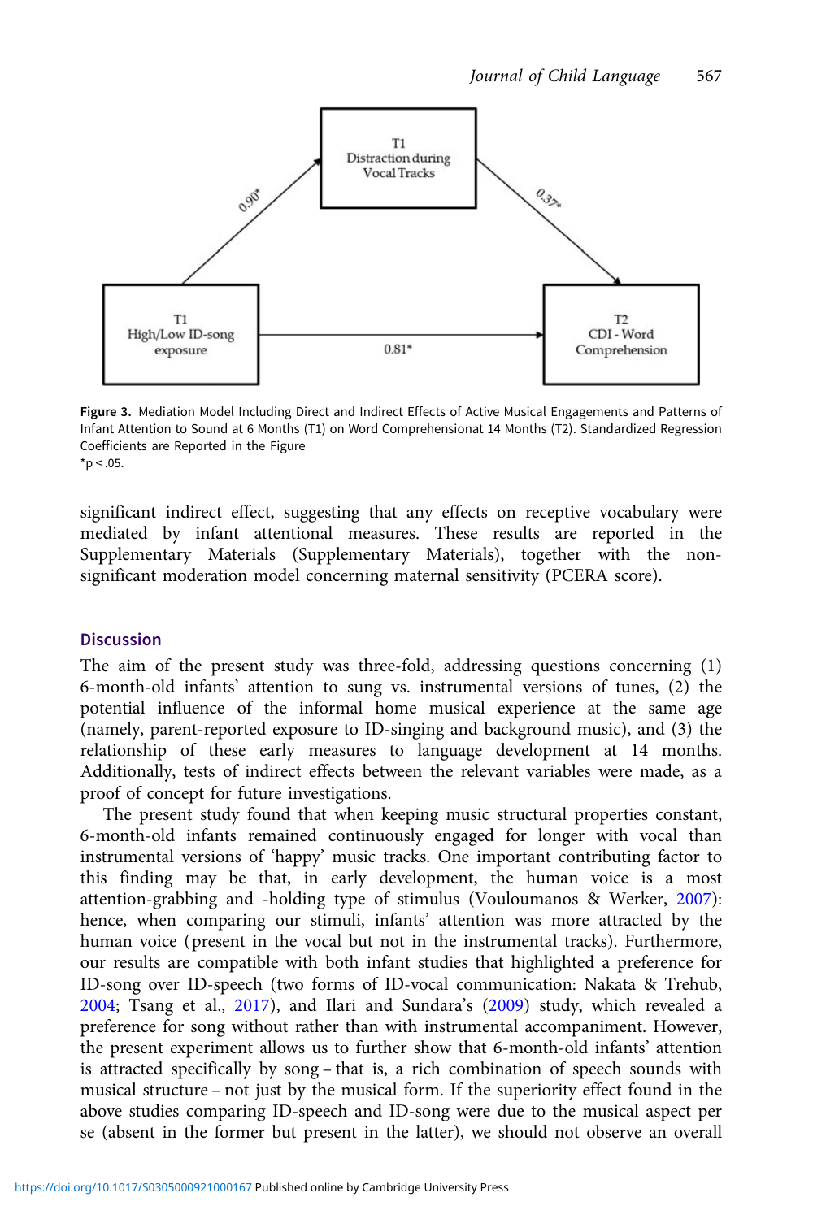Figure 3. Mediation Model Including Direct and Indirect Effects of Active Musical Engagements and Patterns of Infant Attention to Sound at 6 Months (T1) on Word Comprehensionat 14 Months (T2). Standardized Regression Coefficients are Reported in the Figure
*p < .05.

significant indirect effect, suggesting that any effects on receptive vocabulary were mediated by infant attentional measures. These results are reported in the Supplementary Materials (Supplementary Materials), together with the non-significant moderation model concerning maternal sensitivity (PCERA score).

## Discussion

The aim of the present study was three-fold, addressing questions concerning (1) 6-month-old infants' attention to sung vs. instrumental versions of tunes, (2) the potential influence of the informal home musical experience at the same age (namely, parent-reported exposure to ID-singing and background music), and (3) the relationship of these early measures to language development at 14 months. Additionally, tests of indirect effects between the relevant variables were made, as a proof of concept for future investigations.

The present study found that when keeping music structural properties constant, 6-month-old infants remained continuously engaged for longer with vocal than instrumental versions of 'happy' music tracks. One important contributing factor to this finding may be that, in early development, the human voice is a most attention-grabbing and -holding type of stimulus (Vouloumanos & Werker, 2007): hence, when comparing our stimuli, infants' attention was more attracted by the human voice (present in the vocal but not in the instrumental tracks). Furthermore, our results are compatible with both infant studies that highlighted a preference for ID-song over ID-speech (two forms of ID-vocal communication: Nakata & Trehub, 2004; Tsang et al., 2017), and Ilari and Sundara's (2009) study, which revealed a preference for song without rather than with instrumental accompaniment. However, the present experiment allows us to further show that 6-month-old infants' attention is attracted specifically by song – that is, a rich combination of speech sounds with musical structure – not just by the musical form. If the superiority effect found in the above studies comparing ID-speech and ID-song were due to the musical aspect per se (absent in the former but present in the latter), we should not observe an overall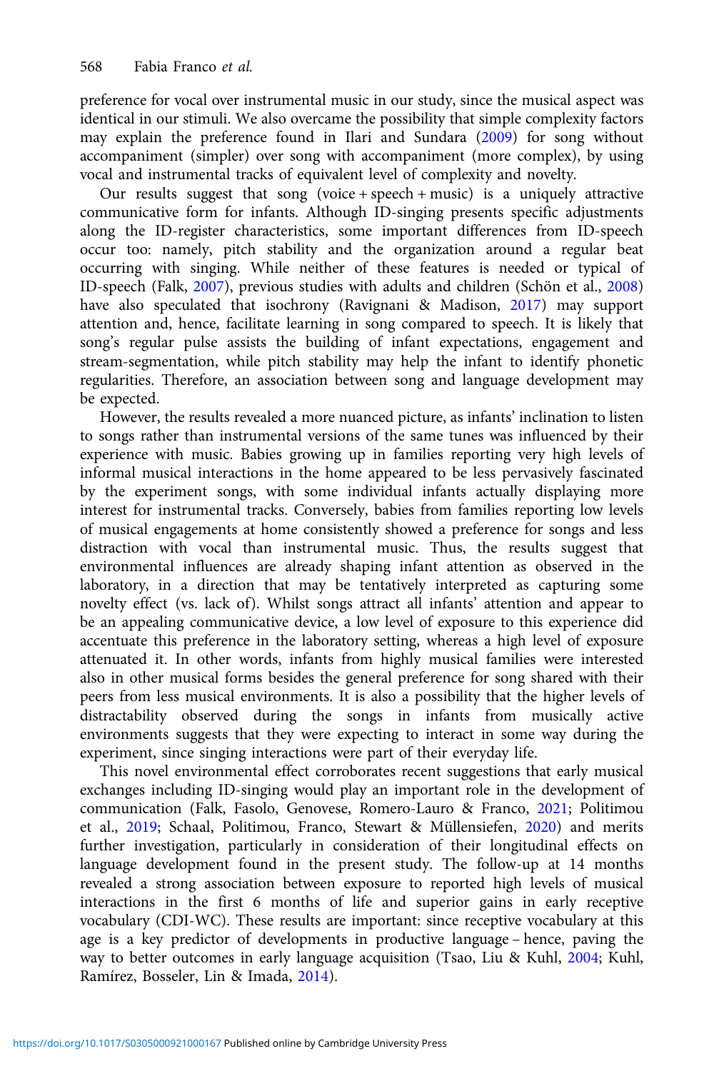preference for vocal over instrumental music in our study, since the musical aspect was identical in our stimuli. We also overcame the possibility that simple complexity factors may explain the preference found in Ilari and Sundara (2009) for song without accompaniment (simpler) over song with accompaniment (more complex), by using vocal and instrumental tracks of equivalent level of complexity and novelty.

Our results suggest that song (voice + speech + music) is a uniquely attractive communicative form for infants. Although ID-singing presents specific adjustments along the ID-register characteristics, some important differences from ID-speech occur too: namely, pitch stability and the organization around a regular beat occurring with singing. While neither of these features is needed or typical of ID-speech (Falk, 2007), previous studies with adults and children (Schön et al., 2008) have also speculated that isochrony (Ravignani & Madison, 2017) may support attention and, hence, facilitate learning in song compared to speech. It is likely that song's regular pulse assists the building of infant expectations, engagement and stream-segmentation, while pitch stability may help the infant to identify phonetic regularities. Therefore, an association between song and language development may be expected.

However, the results revealed a more nuanced picture, as infants' inclination to listen to songs rather than instrumental versions of the same tunes was influenced by their experience with music. Babies growing up in families reporting very high levels of informal musical interactions in the home appeared to be less pervasively fascinated by the experiment songs, with some individual infants actually displaying more interest for instrumental tracks. Conversely, babies from families reporting low levels of musical engagements at home consistently showed a preference for songs and less distraction with vocal than instrumental music. Thus, the results suggest that environmental influences are already shaping infant attention as observed in the laboratory, in a direction that may be tentatively interpreted as capturing some novelty effect (vs. lack of). Whilst songs attract all infants' attention and appear to be an appealing communicative device, a low level of exposure to this experience did accentuate this preference in the laboratory setting, whereas a high level of exposure attenuated it. In other words, infants from highly musical families were interested also in other musical forms besides the general preference for song shared with their peers from less musical environments. It is also a possibility that the higher levels of distractability observed during the songs in infants from musically active environments suggests that they were expecting to interact in some way during the experiment, since singing interactions were part of their everyday life.

This novel environmental effect corroborates recent suggestions that early musical exchanges including ID-singing would play an important role in the development of communication (Falk, Fasolo, Genovese, Romero-Lauro & Franco, 2021; Politimou et al., 2019; Schaal, Politimou, Franco, Stewart & Müllensiefen, 2020) and merits further investigation, particularly in consideration of their longitudinal effects on language development found in the present study. The follow-up at 14 months revealed a strong association between exposure to reported high levels of musical interactions in the first 6 months of life and superior gains in early receptive vocabulary (CDI-WC). These results are important: since receptive vocabulary at this age is a key predictor of developments in productive language – hence, paving the way to better outcomes in early language acquisition (Tsao, Liu & Kuhl, 2004; Kuhl, Ramírez, Bosseler, Lin & Imada, 2014).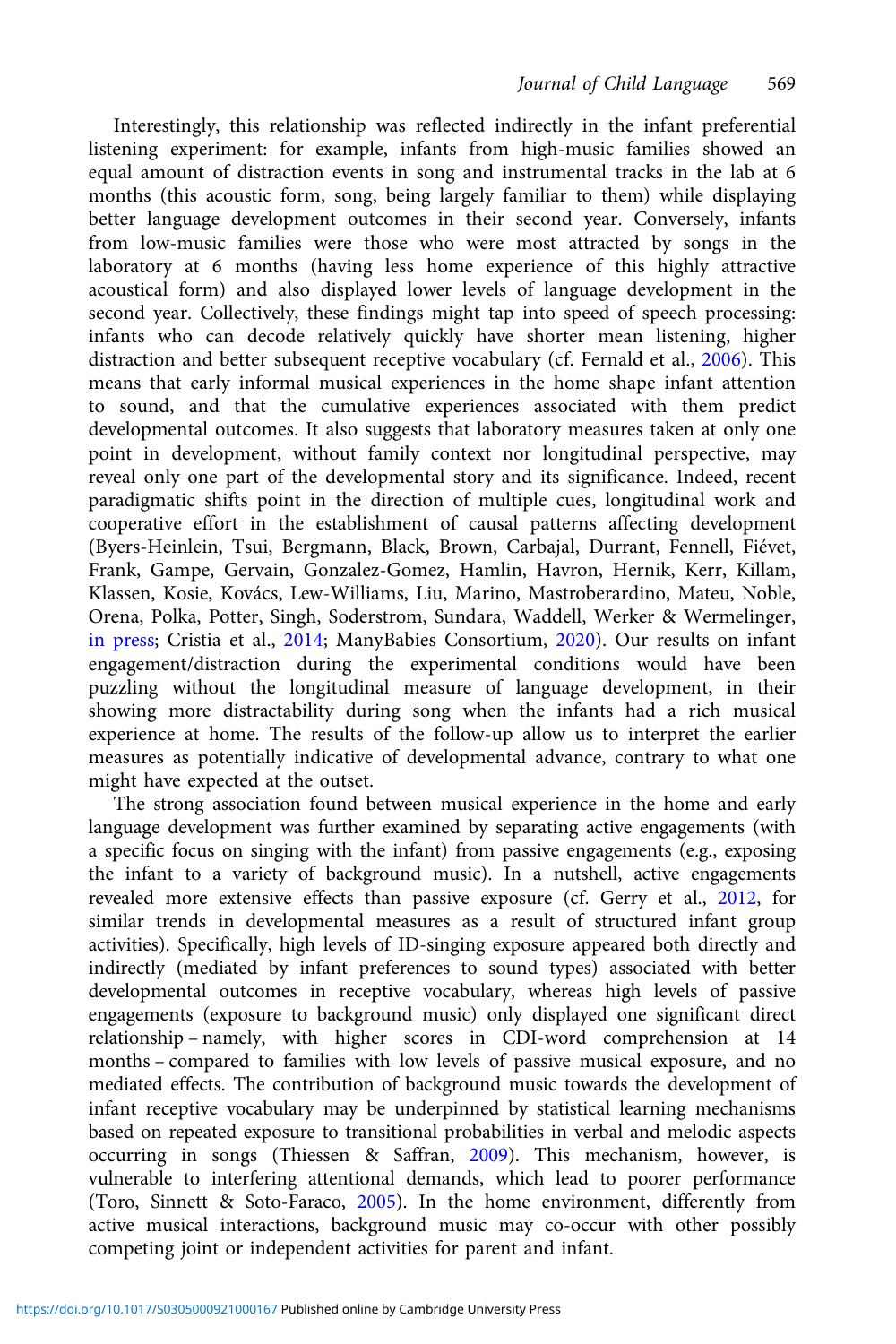Interestingly, this relationship was reflected indirectly in the infant preferential listening experiment: for example, infants from high-music families showed an equal amount of distraction events in song and instrumental tracks in the lab at 6 months (this acoustic form, song, being largely familiar to them) while displaying better language development outcomes in their second year. Conversely, infants from low-music families were those who were most attracted by songs in the laboratory at 6 months (having less home experience of this highly attractive acoustical form) and also displayed lower levels of language development in the second year. Collectively, these findings might tap into speed of speech processing: infants who can decode relatively quickly have shorter mean listening, higher distraction and better subsequent receptive vocabulary (cf. Fernald et al., 2006). This means that early informal musical experiences in the home shape infant attention to sound, and that the cumulative experiences associated with them predict developmental outcomes. It also suggests that laboratory measures taken at only one point in development, without family context nor longitudinal perspective, may reveal only one part of the developmental story and its significance. Indeed, recent paradigmatic shifts point in the direction of multiple cues, longitudinal work and cooperative effort in the establishment of causal patterns affecting development (Byers-Heinlein, Tsui, Bergmann, Black, Brown, Carbajal, Durrant, Fennell, Fiévet, Frank, Gampe, Gervain, Gonzalez-Gomez, Hamlin, Havron, Hernik, Kerr, Killam, Klassen, Kosie, Kovács, Lew-Williams, Liu, Marino, Mastroberardino, Mateu, Noble, Orena, Polka, Potter, Singh, Soderstrom, Sundara, Waddell, Werker & Wermelinger, in press; Cristia et al., 2014; ManyBabies Consortium, 2020). Our results on infant engagement/distraction during the experimental conditions would have been puzzling without the longitudinal measure of language development, in their showing more distractability during song when the infants had a rich musical experience at home. The results of the follow-up allow us to interpret the earlier measures as potentially indicative of developmental advance, contrary to what one might have expected at the outset.

The strong association found between musical experience in the home and early language development was further examined by separating active engagements (with a specific focus on singing with the infant) from passive engagements (e.g., exposing the infant to a variety of background music). In a nutshell, active engagements revealed more extensive effects than passive exposure (cf. Gerry et al., 2012, for similar trends in developmental measures as a result of structured infant group activities). Specifically, high levels of ID-singing exposure appeared both directly and indirectly (mediated by infant preferences to sound types) associated with better developmental outcomes in receptive vocabulary, whereas high levels of passive engagements (exposure to background music) only displayed one significant direct relationship – namely, with higher scores in CDI-word comprehension at 14 months – compared to families with low levels of passive musical exposure, and no mediated effects. The contribution of background music towards the development of infant receptive vocabulary may be underpinned by statistical learning mechanisms based on repeated exposure to transitional probabilities in verbal and melodic aspects occurring in songs (Thiessen & Saffran, 2009). This mechanism, however, is vulnerable to interfering attentional demands, which lead to poorer performance (Toro, Sinnett & Soto-Faraco, 2005). In the home environment, differently from active musical interactions, background music may co-occur with other possibly competing joint or independent activities for parent and infant.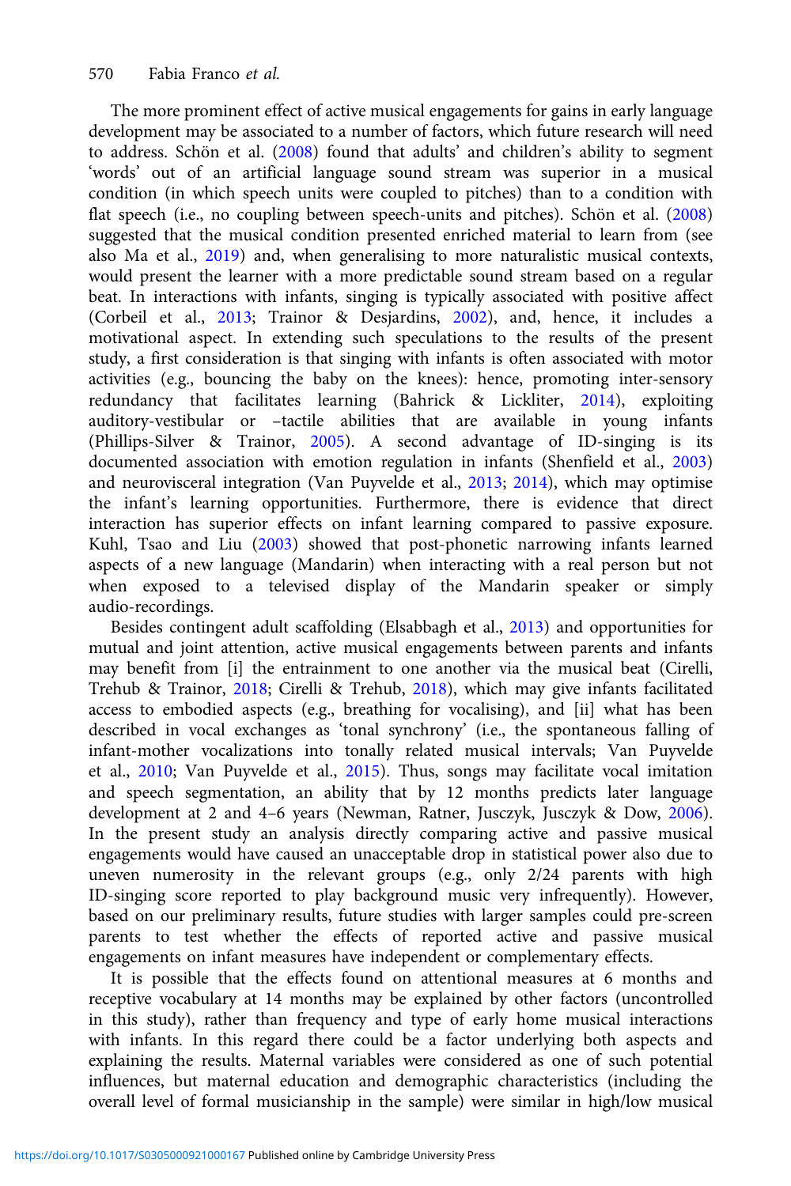The more prominent effect of active musical engagements for gains in early language development may be associated to a number of factors, which future research will need to address. Schön et al. (2008) found that adults' and children's ability to segment 'words' out of an artificial language sound stream was superior in a musical condition (in which speech units were coupled to pitches) than to a condition with flat speech (i.e., no coupling between speech-units and pitches). Schön et al. (2008) suggested that the musical condition presented enriched material to learn from (see also Ma et al., 2019) and, when generalising to more naturalistic musical contexts, would present the learner with a more predictable sound stream based on a regular beat. In interactions with infants, singing is typically associated with positive affect (Corbeil et al., 2013; Trainor & Desjardins, 2002), and, hence, it includes a motivational aspect. In extending such speculations to the results of the present study, a first consideration is that singing with infants is often associated with motor activities (e.g., bouncing the baby on the knees): hence, promoting inter-sensory redundancy that facilitates learning (Bahrick & Lickliter, 2014), exploiting auditory-vestibular or –tactile abilities that are available in young infants (Phillips-Silver & Trainor, 2005). A second advantage of ID-singing is its documented association with emotion regulation in infants (Shenfield et al., 2003) and neurovisceral integration (Van Puyvelde et al., 2013; 2014), which may optimise the infant's learning opportunities. Furthermore, there is evidence that direct interaction has superior effects on infant learning compared to passive exposure. Kuhl, Tsao and Liu (2003) showed that post-phonetic narrowing infants learned aspects of a new language (Mandarin) when interacting with a real person but not when exposed to a televised display of the Mandarin speaker or simply audio-recordings.

Besides contingent adult scaffolding (Elsabbagh et al., 2013) and opportunities for mutual and joint attention, active musical engagements between parents and infants may benefit from [i] the entrainment to one another via the musical beat (Cirelli, Trehub & Trainor, 2018; Cirelli & Trehub, 2018), which may give infants facilitated access to embodied aspects (e.g., breathing for vocalising), and [ii] what has been described in vocal exchanges as 'tonal synchrony' (i.e., the spontaneous falling of infant-mother vocalizations into tonally related musical intervals; Van Puyvelde et al., 2010; Van Puyvelde et al., 2015). Thus, songs may facilitate vocal imitation and speech segmentation, an ability that by 12 months predicts later language development at 2 and 4–6 years (Newman, Ratner, Jusczyk, Jusczyk & Dow, 2006). In the present study an analysis directly comparing active and passive musical engagements would have caused an unacceptable drop in statistical power also due to uneven numerosity in the relevant groups (e.g., only 2/24 parents with high ID-singing score reported to play background music very infrequently). However, based on our preliminary results, future studies with larger samples could pre-screen parents to test whether the effects of reported active and passive musical engagements on infant measures have independent or complementary effects.

It is possible that the effects found on attentional measures at 6 months and receptive vocabulary at 14 months may be explained by other factors (uncontrolled in this study), rather than frequency and type of early home musical interactions with infants. In this regard there could be a factor underlying both aspects and explaining the results. Maternal variables were considered as one of such potential influences, but maternal education and demographic characteristics (including the overall level of formal musicianship in the sample) were similar in high/low musical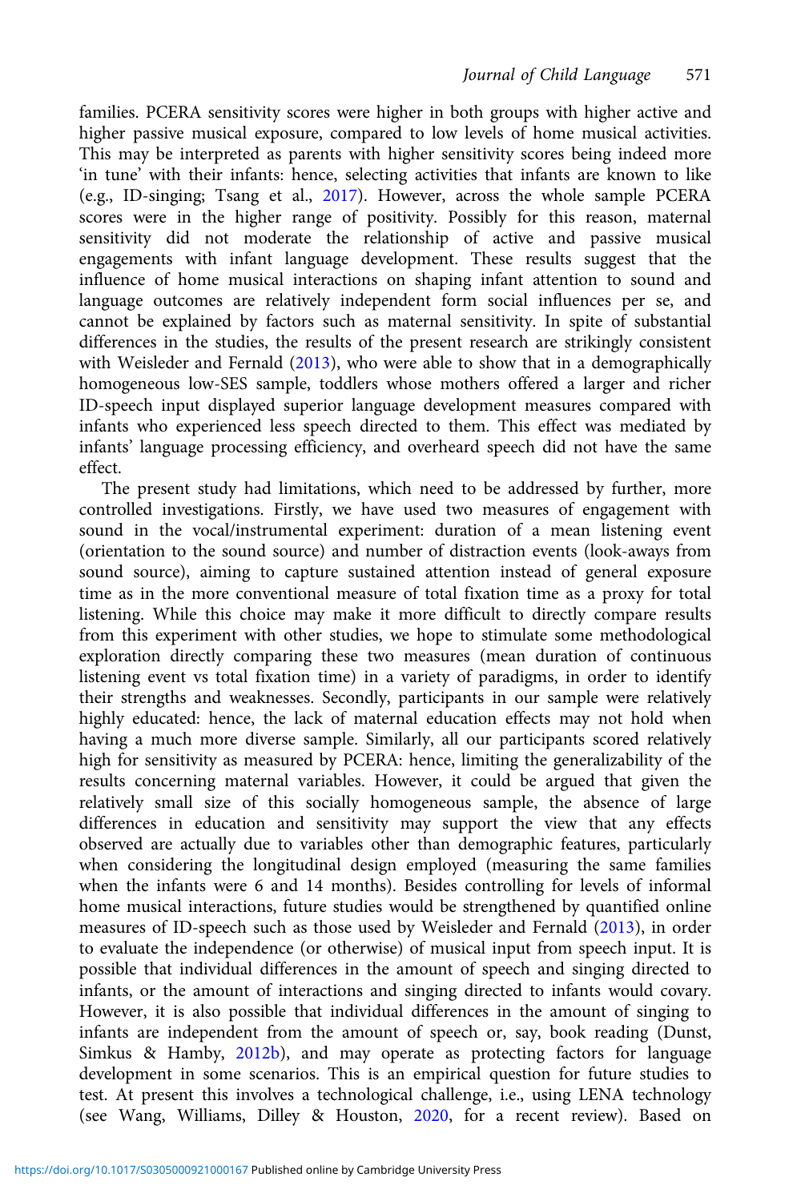families. PCERA sensitivity scores were higher in both groups with higher active and higher passive musical exposure, compared to low levels of home musical activities. This may be interpreted as parents with higher sensitivity scores being indeed more 'in tune' with their infants: hence, selecting activities that infants are known to like (e.g., ID-singing; Tsang et al., 2017). However, across the whole sample PCERA scores were in the higher range of positivity. Possibly for this reason, maternal sensitivity did not moderate the relationship of active and passive musical engagements with infant language development. These results suggest that the influence of home musical interactions on shaping infant attention to sound and language outcomes are relatively independent form social influences per se, and cannot be explained by factors such as maternal sensitivity. In spite of substantial differences in the studies, the results of the present research are strikingly consistent with Weisleder and Fernald (2013), who were able to show that in a demographically homogeneous low-SES sample, toddlers whose mothers offered a larger and richer ID-speech input displayed superior language development measures compared with infants who experienced less speech directed to them. This effect was mediated by infants' language processing efficiency, and overheard speech did not have the same effect.

The present study had limitations, which need to be addressed by further, more controlled investigations. Firstly, we have used two measures of engagement with sound in the vocal/instrumental experiment: duration of a mean listening event (orientation to the sound source) and number of distraction events (look-aways from sound source), aiming to capture sustained attention instead of general exposure time as in the more conventional measure of total fixation time as a proxy for total listening. While this choice may make it more difficult to directly compare results from this experiment with other studies, we hope to stimulate some methodological exploration directly comparing these two measures (mean duration of continuous listening event vs total fixation time) in a variety of paradigms, in order to identify their strengths and weaknesses. Secondly, participants in our sample were relatively highly educated: hence, the lack of maternal education effects may not hold when having a much more diverse sample. Similarly, all our participants scored relatively high for sensitivity as measured by PCERA: hence, limiting the generalizability of the results concerning maternal variables. However, it could be argued that given the relatively small size of this socially homogeneous sample, the absence of large differences in education and sensitivity may support the view that any effects observed are actually due to variables other than demographic features, particularly when considering the longitudinal design employed (measuring the same families when the infants were 6 and 14 months). Besides controlling for levels of informal home musical interactions, future studies would be strengthened by quantified online measures of ID-speech such as those used by Weisleder and Fernald (2013), in order to evaluate the independence (or otherwise) of musical input from speech input. It is possible that individual differences in the amount of speech and singing directed to infants, or the amount of interactions and singing directed to infants would covary. However, it is also possible that individual differences in the amount of singing to infants are independent from the amount of speech or, say, book reading (Dunst, Simkus & Hamby, 2012b), and may operate as protecting factors for language development in some scenarios. This is an empirical question for future studies to test. At present this involves a technological challenge, i.e., using LENA technology (see Wang, Williams, Dilley & Houston, 2020, for a recent review). Based on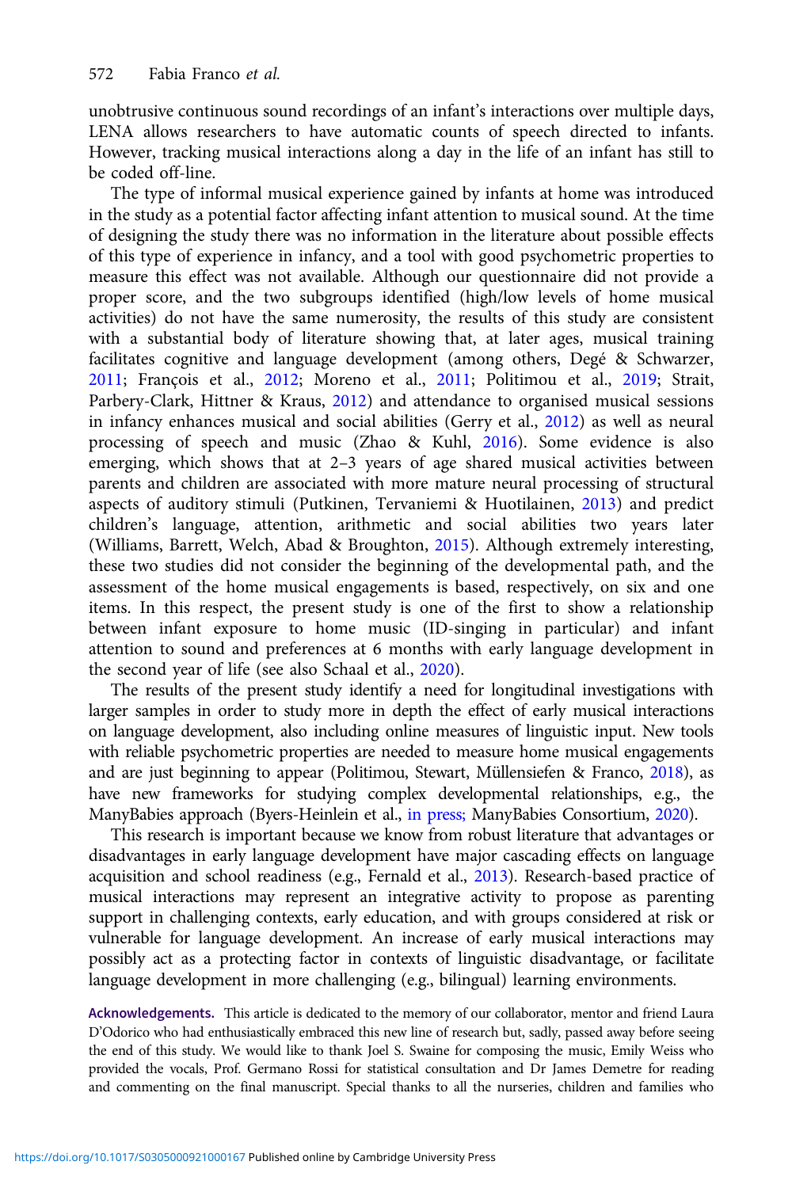unobtrusive continuous sound recordings of an infant's interactions over multiple days, LENA allows researchers to have automatic counts of speech directed to infants. However, tracking musical interactions along a day in the life of an infant has still to be coded off-line.

The type of informal musical experience gained by infants at home was introduced in the study as a potential factor affecting infant attention to musical sound. At the time of designing the study there was no information in the literature about possible effects of this type of experience in infancy, and a tool with good psychometric properties to measure this effect was not available. Although our questionnaire did not provide a proper score, and the two subgroups identified (high/low levels of home musical activities) do not have the same numerosity, the results of this study are consistent with a substantial body of literature showing that, at later ages, musical training facilitates cognitive and language development (among others, Degé & Schwarzer, 2011; François et al., 2012; Moreno et al., 2011; Politimou et al., 2019; Strait, Parbery-Clark, Hittner & Kraus, 2012) and attendance to organised musical sessions in infancy enhances musical and social abilities (Gerry et al., 2012) as well as neural processing of speech and music (Zhao & Kuhl, 2016). Some evidence is also emerging, which shows that at 2–3 years of age shared musical activities between parents and children are associated with more mature neural processing of structural aspects of auditory stimuli (Putkinen, Tervaniemi & Huotilainen, 2013) and predict children's language, attention, arithmetic and social abilities two years later (Williams, Barrett, Welch, Abad & Broughton, 2015). Although extremely interesting, these two studies did not consider the beginning of the developmental path, and the assessment of the home musical engagements is based, respectively, on six and one items. In this respect, the present study is one of the first to show a relationship between infant exposure to home music (ID-singing in particular) and infant attention to sound and preferences at 6 months with early language development in the second year of life (see also Schaal et al., 2020).

The results of the present study identify a need for longitudinal investigations with larger samples in order to study more in depth the effect of early musical interactions on language development, also including online measures of linguistic input. New tools with reliable psychometric properties are needed to measure home musical engagements and are just beginning to appear (Politimou, Stewart, Müllensiefen & Franco, 2018), as have new frameworks for studying complex developmental relationships, e.g., the ManyBabies approach (Byers-Heinlein et al., in press; ManyBabies Consortium, 2020).

This research is important because we know from robust literature that advantages or disadvantages in early language development have major cascading effects on language acquisition and school readiness (e.g., Fernald et al., 2013). Research-based practice of musical interactions may represent an integrative activity to propose as parenting support in challenging contexts, early education, and with groups considered at risk or vulnerable for language development. An increase of early musical interactions may possibly act as a protecting factor in contexts of linguistic disadvantage, or facilitate language development in more challenging (e.g., bilingual) learning environments.

**Acknowledgements.** This article is dedicated to the memory of our collaborator, mentor and friend Laura D'Odorico who had enthusiastically embraced this new line of research but, sadly, passed away before seeing the end of this study. We would like to thank Joel S. Swaine for composing the music, Emily Weiss who provided the vocals, Prof. Germano Rossi for statistical consultation and Dr James Demetre for reading and commenting on the final manuscript. Special thanks to all the nurseries, children and families who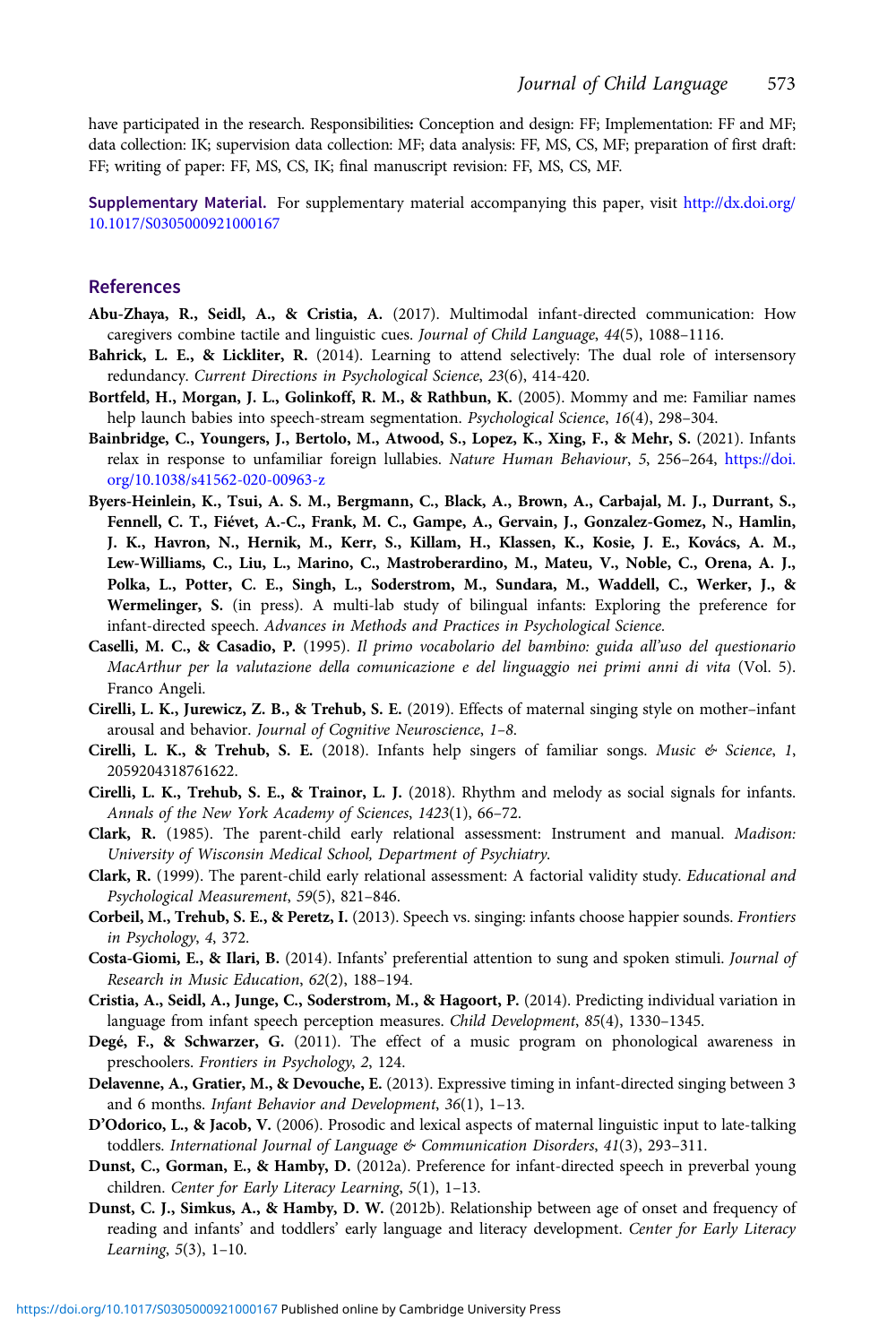have participated in the research. Responsibilities: Conception and design: FF; Implementation: FF and MF; data collection: IK; supervision data collection: MF; data analysis: FF, MS, CS, MF; preparation of first draft: FF; writing of paper: FF, MS, CS, IK; final manuscript revision: FF, MS, CS, MF.

**Supplementary Material.** For supplementary material accompanying this paper, visit http://dx.doi.org/10.1017/S0305000921000167

## References

**Abu-Zhaya, R., Seidl, A., & Cristia, A.** (2017). Multimodal infant-directed communication: How caregivers combine tactile and linguistic cues. *Journal of Child Language*, *44*(5), 1088–1116.

**Bahrick, L. E., & Lickliter, R.** (2014). Learning to attend selectively: The dual role of intersensory redundancy. *Current Directions in Psychological Science*, *23*(6), 414-420.

**Bortfeld, H., Morgan, J. L., Golinkoff, R. M., & Rathbun, K.** (2005). Mommy and me: Familiar names help launch babies into speech-stream segmentation. *Psychological Science*, *16*(4), 298–304.

**Bainbridge, C., Youngers, J., Bertolo, M., Atwood, S., Lopez, K., Xing, F., & Mehr, S.** (2021). Infants relax in response to unfamiliar foreign lullabies. *Nature Human Behaviour*, *5*, 256–264, https://doi.org/10.1038/s41562-020-00963-z

**Byers-Heinlein, K., Tsui, A. S. M., Bergmann, C., Black, A., Brown, A., Carbajal, M. J., Durrant, S., Fennell, C. T., Fiévet, A.-C., Frank, M. C., Gampe, A., Gervain, J., Gonzalez-Gomez, N., Hamlin, J. K., Havron, N., Hernik, M., Kerr, S., Killam, H., Klassen, K., Kosie, J. E., Kovács, A. M., Lew-Williams, C., Liu, L., Marino, C., Mastroberardino, M., Mateu, V., Noble, C., Orena, A. J., Polka, L., Potter, C. E., Singh, L., Soderstrom, M., Sundara, M., Waddell, C., Werker, J., & Wermelinger, S.** (in press). A multi-lab study of bilingual infants: Exploring the preference for infant-directed speech. *Advances in Methods and Practices in Psychological Science.*

**Caselli, M. C., & Casadio, P.** (1995). *Il primo vocabolario del bambino: guida all'uso del questionario MacArthur per la valutazione della comunicazione e del linguaggio nei primi anni di vita* (Vol. 5). Franco Angeli.

**Cirelli, L. K., Jurewicz, Z. B., & Trehub, S. E.** (2019). Effects of maternal singing style on mother–infant arousal and behavior. *Journal of Cognitive Neuroscience*, *1–8*.

**Cirelli, L. K., & Trehub, S. E.** (2018). Infants help singers of familiar songs. *Music & Science*, *1*, 2059204318761622.

**Cirelli, L. K., Trehub, S. E., & Trainor, L. J.** (2018). Rhythm and melody as social signals for infants. *Annals of the New York Academy of Sciences*, *1423*(1), 66–72.

**Clark, R.** (1985). The parent-child early relational assessment: Instrument and manual. *Madison: University of Wisconsin Medical School, Department of Psychiatry.*

**Clark, R.** (1999). The parent-child early relational assessment: A factorial validity study. *Educational and Psychological Measurement*, *59*(5), 821–846.

**Corbeil, M., Trehub, S. E., & Peretz, I.** (2013). Speech vs. singing: infants choose happier sounds. *Frontiers in Psychology*, *4*, 372.

**Costa-Giomi, E., & Ilari, B.** (2014). Infants' preferential attention to sung and spoken stimuli. *Journal of Research in Music Education*, *62*(2), 188–194.

**Cristia, A., Seidl, A., Junge, C., Soderstrom, M., & Hagoort, P.** (2014). Predicting individual variation in language from infant speech perception measures. *Child Development*, *85*(4), 1330–1345.

**Degé, F., & Schwarzer, G.** (2011). The effect of a music program on phonological awareness in preschoolers. *Frontiers in Psychology*, *2*, 124.

**Delavenne, A., Gratier, M., & Devouche, E.** (2013). Expressive timing in infant-directed singing between 3 and 6 months. *Infant Behavior and Development*, *36*(1), 1–13.

**D'Odorico, L., & Jacob, V.** (2006). Prosodic and lexical aspects of maternal linguistic input to late-talking toddlers. *International Journal of Language & Communication Disorders*, *41*(3), 293–311.

**Dunst, C., Gorman, E., & Hamby, D.** (2012a). Preference for infant-directed speech in preverbal young children. *Center for Early Literacy Learning*, *5*(1), 1–13.

**Dunst, C. J., Simkus, A., & Hamby, D. W.** (2012b). Relationship between age of onset and frequency of reading and infants' and toddlers' early language and literacy development. *Center for Early Literacy Learning*, *5*(3), 1–10.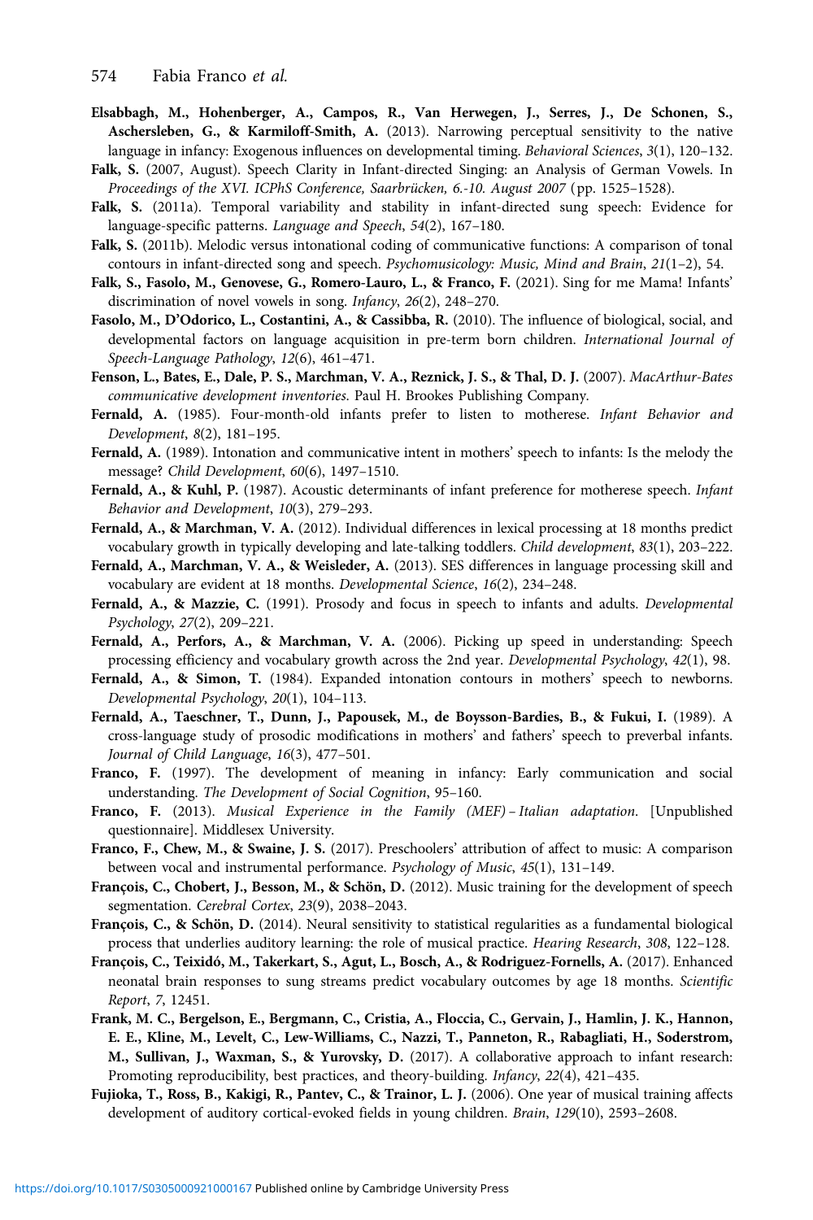**Elsabbagh, M., Hohenberger, A., Campos, R., Van Herwegen, J., Serres, J., De Schonen, S., Aschersleben, G., & Karmiloff-Smith, A.** (2013). Narrowing perceptual sensitivity to the native language in infancy: Exogenous influences on developmental timing. *Behavioral Sciences*, *3*(1), 120–132.

**Falk, S.** (2007, August). Speech Clarity in Infant-directed Singing: an Analysis of German Vowels. In *Proceedings of the XVI. ICPhS Conference, Saarbrücken, 6.-10. August 2007* (pp. 1525–1528).

**Falk, S.** (2011a). Temporal variability and stability in infant-directed sung speech: Evidence for language-specific patterns. *Language and Speech*, *54*(2), 167–180.

**Falk, S.** (2011b). Melodic versus intonational coding of communicative functions: A comparison of tonal contours in infant-directed song and speech. *Psychomusicology: Music, Mind and Brain*, *21*(1–2), 54.

**Falk, S., Fasolo, M., Genovese, G., Romero-Lauro, L., & Franco, F.** (2021). Sing for me Mama! Infants' discrimination of novel vowels in song. *Infancy*, *26*(2), 248–270.

**Fasolo, M., D'Odorico, L., Costantini, A., & Cassibba, R.** (2010). The influence of biological, social, and developmental factors on language acquisition in pre-term born children. *International Journal of Speech-Language Pathology*, *12*(6), 461–471.

**Fenson, L., Bates, E., Dale, P. S., Marchman, V. A., Reznick, J. S., & Thal, D. J.** (2007). *MacArthur-Bates communicative development inventories*. Paul H. Brookes Publishing Company.

**Fernald, A.** (1985). Four-month-old infants prefer to listen to motherese. *Infant Behavior and Development*, *8*(2), 181–195.

**Fernald, A.** (1989). Intonation and communicative intent in mothers' speech to infants: Is the melody the message? *Child Development*, *60*(6), 1497–1510.

**Fernald, A., & Kuhl, P.** (1987). Acoustic determinants of infant preference for motherese speech. *Infant Behavior and Development*, *10*(3), 279–293.

**Fernald, A., & Marchman, V. A.** (2012). Individual differences in lexical processing at 18 months predict vocabulary growth in typically developing and late-talking toddlers. *Child development*, *83*(1), 203–222.

**Fernald, A., Marchman, V. A., & Weisleder, A.** (2013). SES differences in language processing skill and vocabulary are evident at 18 months. *Developmental Science*, *16*(2), 234–248.

**Fernald, A., & Mazzie, C.** (1991). Prosody and focus in speech to infants and adults. *Developmental Psychology*, *27*(2), 209–221.

**Fernald, A., Perfors, A., & Marchman, V. A.** (2006). Picking up speed in understanding: Speech processing efficiency and vocabulary growth across the 2nd year. *Developmental Psychology*, *42*(1), 98.

**Fernald, A., & Simon, T.** (1984). Expanded intonation contours in mothers' speech to newborns. *Developmental Psychology*, *20*(1), 104–113.

**Fernald, A., Taeschner, T., Dunn, J., Papousek, M., de Boysson-Bardies, B., & Fukui, I.** (1989). A cross-language study of prosodic modifications in mothers' and fathers' speech to preverbal infants. *Journal of Child Language*, *16*(3), 477–501.

**Franco, F.** (1997). The development of meaning in infancy: Early communication and social understanding. *The Development of Social Cognition*, 95–160.

**Franco, F.** (2013). *Musical Experience in the Family (MEF) – Italian adaptation*. [Unpublished questionnaire]. Middlesex University.

**Franco, F., Chew, M., & Swaine, J. S.** (2017). Preschoolers' attribution of affect to music: A comparison between vocal and instrumental performance. *Psychology of Music*, *45*(1), 131–149.

**François, C., Chobert, J., Besson, M., & Schön, D.** (2012). Music training for the development of speech segmentation. *Cerebral Cortex*, *23*(9), 2038–2043.

**François, C., & Schön, D.** (2014). Neural sensitivity to statistical regularities as a fundamental biological process that underlies auditory learning: the role of musical practice. *Hearing Research*, *308*, 122–128.

**François, C., Teixidó, M., Takerkart, S., Agut, L., Bosch, A., & Rodriguez-Fornells, A.** (2017). Enhanced neonatal brain responses to sung streams predict vocabulary outcomes by age 18 months. *Scientific Report*, *7*, 12451.

**Frank, M. C., Bergelson, E., Bergmann, C., Cristia, A., Floccia, C., Gervain, J., Hamlin, J. K., Hannon, E. E., Kline, M., Levelt, C., Lew-Williams, C., Nazzi, T., Panneton, R., Rabagliati, H., Soderstrom, M., Sullivan, J., Waxman, S., & Yurovsky, D.** (2017). A collaborative approach to infant research: Promoting reproducibility, best practices, and theory-building. *Infancy*, *22*(4), 421–435.

**Fujioka, T., Ross, B., Kakigi, R., Pantev, C., & Trainor, L. J.** (2006). One year of musical training affects development of auditory cortical-evoked fields in young children. *Brain*, *129*(10), 2593–2608.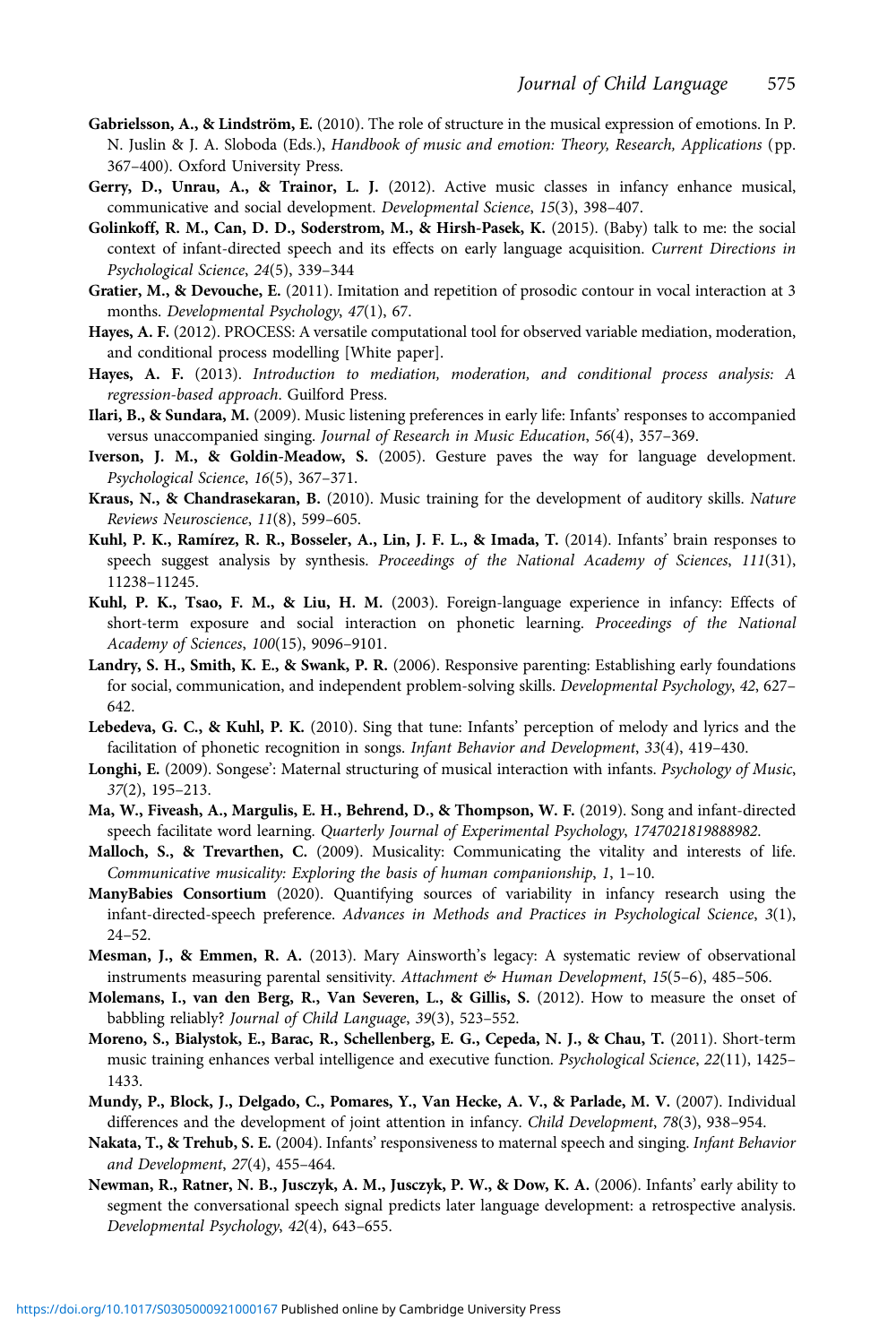**Gabrielsson, A., & Lindström, E.** (2010). The role of structure in the musical expression of emotions. In P. N. Juslin & J. A. Sloboda (Eds.), *Handbook of music and emotion: Theory, Research, Applications* (pp. 367–400). Oxford University Press.

**Gerry, D., Unrau, A., & Trainor, L. J.** (2012). Active music classes in infancy enhance musical, communicative and social development. *Developmental Science*, *15*(3), 398–407.

**Golinkoff, R. M., Can, D. D., Soderstrom, M., & Hirsh-Pasek, K.** (2015). (Baby) talk to me: the social context of infant-directed speech and its effects on early language acquisition. *Current Directions in Psychological Science*, *24*(5), 339–344

**Gratier, M., & Devouche, E.** (2011). Imitation and repetition of prosodic contour in vocal interaction at 3 months. *Developmental Psychology*, *47*(1), 67.

**Hayes, A. F.** (2012). PROCESS: A versatile computational tool for observed variable mediation, moderation, and conditional process modelling [White paper].

**Hayes, A. F.** (2013). *Introduction to mediation, moderation, and conditional process analysis: A regression-based approach.* Guilford Press.

**Ilari, B., & Sundara, M.** (2009). Music listening preferences in early life: Infants' responses to accompanied versus unaccompanied singing. *Journal of Research in Music Education*, *56*(4), 357–369.

**Iverson, J. M., & Goldin-Meadow, S.** (2005). Gesture paves the way for language development. *Psychological Science*, *16*(5), 367–371.

**Kraus, N., & Chandrasekaran, B.** (2010). Music training for the development of auditory skills. *Nature Reviews Neuroscience*, *11*(8), 599–605.

**Kuhl, P. K., Ramírez, R. R., Bosseler, A., Lin, J. F. L., & Imada, T.** (2014). Infants' brain responses to speech suggest analysis by synthesis. *Proceedings of the National Academy of Sciences*, *111*(31), 11238–11245.

**Kuhl, P. K., Tsao, F. M., & Liu, H. M.** (2003). Foreign-language experience in infancy: Effects of short-term exposure and social interaction on phonetic learning. *Proceedings of the National Academy of Sciences*, *100*(15), 9096–9101.

**Landry, S. H., Smith, K. E., & Swank, P. R.** (2006). Responsive parenting: Establishing early foundations for social, communication, and independent problem-solving skills. *Developmental Psychology*, *42*, 627–642.

**Lebedeva, G. C., & Kuhl, P. K.** (2010). Sing that tune: Infants' perception of melody and lyrics and the facilitation of phonetic recognition in songs. *Infant Behavior and Development*, *33*(4), 419–430.

**Longhi, E.** (2009). Songese': Maternal structuring of musical interaction with infants. *Psychology of Music*, *37*(2), 195–213.

**Ma, W., Fiveash, A., Margulis, E. H., Behrend, D., & Thompson, W. F.** (2019). Song and infant-directed speech facilitate word learning. *Quarterly Journal of Experimental Psychology, 1747021819888982.*

**Malloch, S., & Trevarthen, C.** (2009). Musicality: Communicating the vitality and interests of life. *Communicative musicality: Exploring the basis of human companionship*, *1*, 1–10.

**ManyBabies Consortium** (2020). Quantifying sources of variability in infancy research using the infant-directed-speech preference. *Advances in Methods and Practices in Psychological Science*, *3*(1), 24–52.

**Mesman, J., & Emmen, R. A.** (2013). Mary Ainsworth's legacy: A systematic review of observational instruments measuring parental sensitivity. *Attachment & Human Development*, *15*(5–6), 485–506.

**Molemans, I., van den Berg, R., Van Severen, L., & Gillis, S.** (2012). How to measure the onset of babbling reliably? *Journal of Child Language*, *39*(3), 523–552.

**Moreno, S., Bialystok, E., Barac, R., Schellenberg, E. G., Cepeda, N. J., & Chau, T.** (2011). Short-term music training enhances verbal intelligence and executive function. *Psychological Science*, *22*(11), 1425–1433.

**Mundy, P., Block, J., Delgado, C., Pomares, Y., Van Hecke, A. V., & Parlade, M. V.** (2007). Individual differences and the development of joint attention in infancy. *Child Development*, *78*(3), 938–954.

**Nakata, T., & Trehub, S. E.** (2004). Infants' responsiveness to maternal speech and singing. *Infant Behavior and Development*, *27*(4), 455–464.

**Newman, R., Ratner, N. B., Jusczyk, A. M., Jusczyk, P. W., & Dow, K. A.** (2006). Infants' early ability to segment the conversational speech signal predicts later language development: a retrospective analysis. *Developmental Psychology*, *42*(4), 643–655.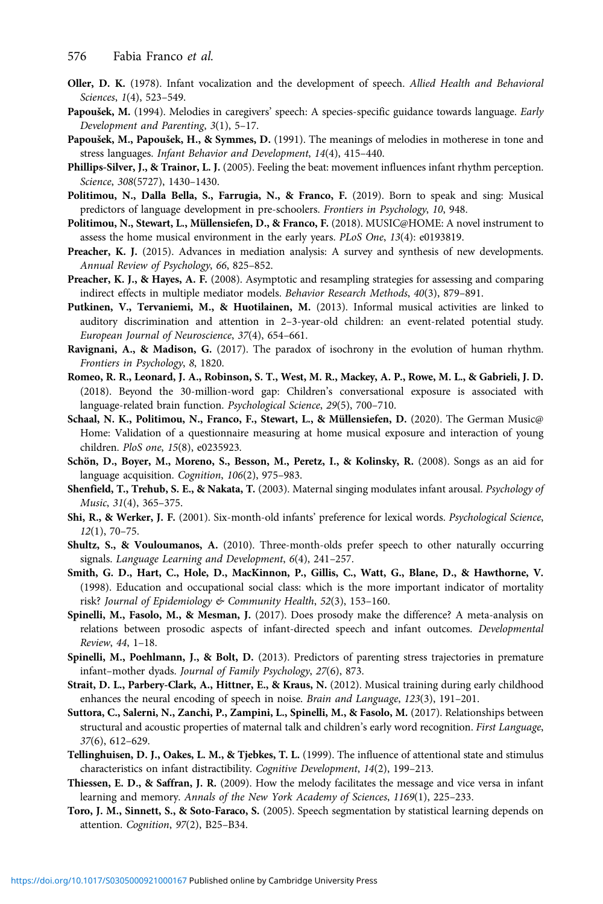**Oller, D. K.** (1978). Infant vocalization and the development of speech. *Allied Health and Behavioral Sciences*, *1*(4), 523–549.

**Papoušek, M.** (1994). Melodies in caregivers' speech: A species-specific guidance towards language. *Early Development and Parenting*, *3*(1), 5–17.

**Papoušek, M., Papoušek, H., & Symmes, D.** (1991). The meanings of melodies in motherese in tone and stress languages. *Infant Behavior and Development*, *14*(4), 415–440.

**Phillips-Silver, J., & Trainor, L. J.** (2005). Feeling the beat: movement influences infant rhythm perception. *Science*, *308*(5727), 1430–1430.

**Politimou, N., Dalla Bella, S., Farrugia, N., & Franco, F.** (2019). Born to speak and sing: Musical predictors of language development in pre-schoolers. *Frontiers in Psychology*, *10*, 948.

**Politimou, N., Stewart, L., Müllensiefen, D., & Franco, F.** (2018). MUSIC@HOME: A novel instrument to assess the home musical environment in the early years. *PLoS One*, *13*(4): e0193819.

**Preacher, K. J.** (2015). Advances in mediation analysis: A survey and synthesis of new developments. *Annual Review of Psychology*, *66*, 825–852.

**Preacher, K. J., & Hayes, A. F.** (2008). Asymptotic and resampling strategies for assessing and comparing indirect effects in multiple mediator models. *Behavior Research Methods*, *40*(3), 879–891.

**Putkinen, V., Tervaniemi, M., & Huotilainen, M.** (2013). Informal musical activities are linked to auditory discrimination and attention in 2–3-year-old children: an event-related potential study. *European Journal of Neuroscience*, *37*(4), 654–661.

**Ravignani, A., & Madison, G.** (2017). The paradox of isochrony in the evolution of human rhythm. *Frontiers in Psychology*, *8*, 1820.

**Romeo, R. R., Leonard, J. A., Robinson, S. T., West, M. R., Mackey, A. P., Rowe, M. L., & Gabrieli, J. D.** (2018). Beyond the 30-million-word gap: Children's conversational exposure is associated with language-related brain function. *Psychological Science*, *29*(5), 700–710.

**Schaal, N. K., Politimou, N., Franco, F., Stewart, L., & Müllensiefen, D.** (2020). The German Music@ Home: Validation of a questionnaire measuring at home musical exposure and interaction of young children. *PloS one*, *15*(8), e0235923.

**Schön, D., Boyer, M., Moreno, S., Besson, M., Peretz, I., & Kolinsky, R.** (2008). Songs as an aid for language acquisition. *Cognition*, *106*(2), 975–983.

**Shenfield, T., Trehub, S. E., & Nakata, T.** (2003). Maternal singing modulates infant arousal. *Psychology of Music*, *31*(4), 365–375.

**Shi, R., & Werker, J. F.** (2001). Six-month-old infants' preference for lexical words. *Psychological Science*, *12*(1), 70–75.

**Shultz, S., & Vouloumanos, A.** (2010). Three-month-olds prefer speech to other naturally occurring signals. *Language Learning and Development*, *6*(4), 241–257.

**Smith, G. D., Hart, C., Hole, D., MacKinnon, P., Gillis, C., Watt, G., Blane, D., & Hawthorne, V.** (1998). Education and occupational social class: which is the more important indicator of mortality risk? *Journal of Epidemiology & Community Health*, *52*(3), 153–160.

**Spinelli, M., Fasolo, M., & Mesman, J.** (2017). Does prosody make the difference? A meta-analysis on relations between prosodic aspects of infant-directed speech and infant outcomes. *Developmental Review*, *44*, 1–18.

**Spinelli, M., Poehlmann, J., & Bolt, D.** (2013). Predictors of parenting stress trajectories in premature infant–mother dyads. *Journal of Family Psychology*, *27*(6), 873.

**Strait, D. L., Parbery-Clark, A., Hittner, E., & Kraus, N.** (2012). Musical training during early childhood enhances the neural encoding of speech in noise. *Brain and Language*, *123*(3), 191–201.

**Suttora, C., Salerni, N., Zanchi, P., Zampini, L., Spinelli, M., & Fasolo, M.** (2017). Relationships between structural and acoustic properties of maternal talk and children's early word recognition. *First Language*, *37*(6), 612–629.

**Tellinghuisen, D. J., Oakes, L. M., & Tjebkes, T. L.** (1999). The influence of attentional state and stimulus characteristics on infant distractibility. *Cognitive Development*, *14*(2), 199–213.

**Thiessen, E. D., & Saffran, J. R.** (2009). How the melody facilitates the message and vice versa in infant learning and memory. *Annals of the New York Academy of Sciences*, *1169*(1), 225–233.

**Toro, J. M., Sinnett, S., & Soto-Faraco, S.** (2005). Speech segmentation by statistical learning depends on attention. *Cognition*, *97*(2), B25–B34.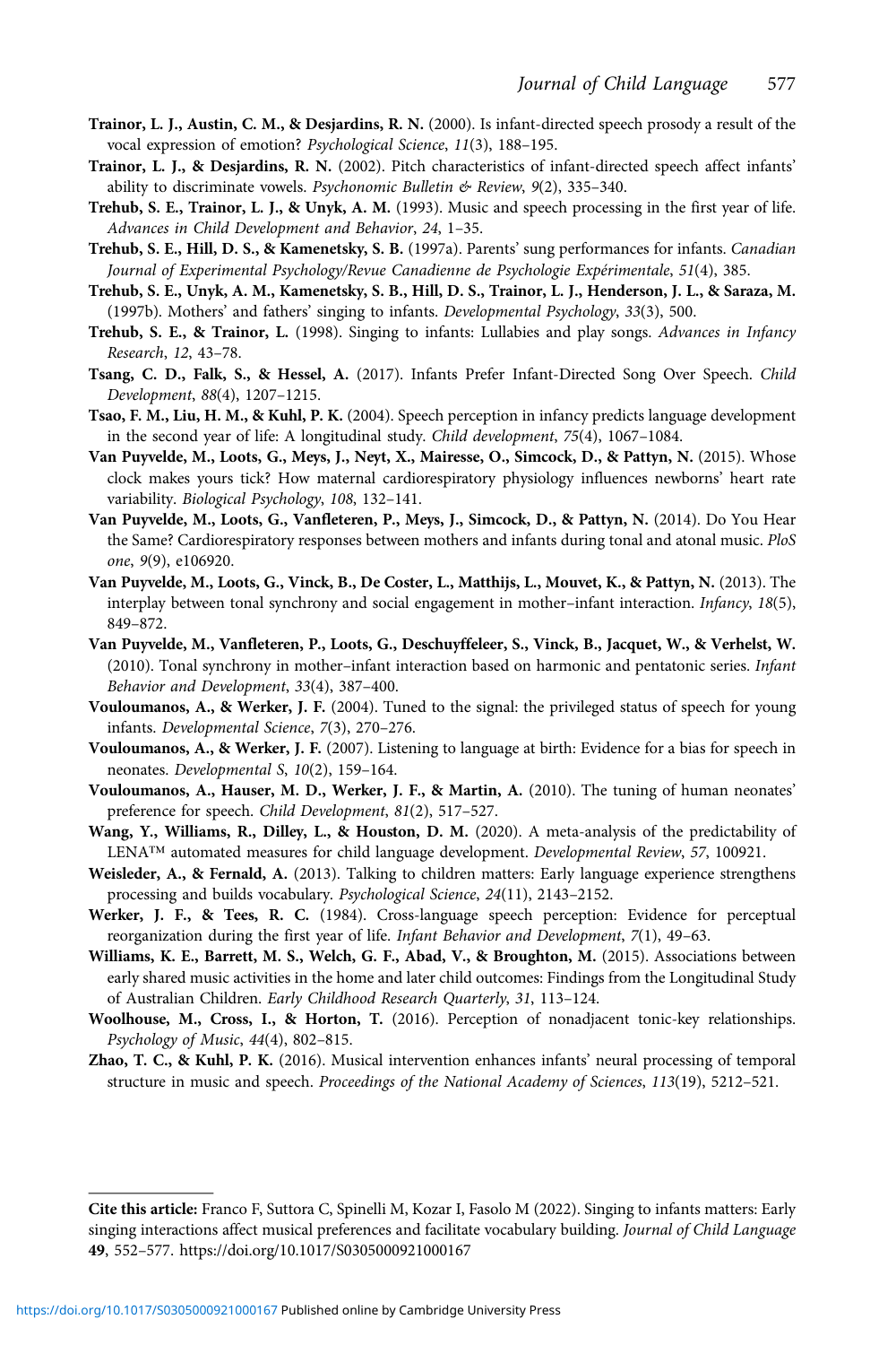**Trainor, L. J., Austin, C. M., & Desjardins, R. N.** (2000). Is infant-directed speech prosody a result of the vocal expression of emotion? *Psychological Science*, *11*(3), 188–195.

**Trainor, L. J., & Desjardins, R. N.** (2002). Pitch characteristics of infant-directed speech affect infants' ability to discriminate vowels. *Psychonomic Bulletin & Review*, *9*(2), 335–340.

**Trehub, S. E., Trainor, L. J., & Unyk, A. M.** (1993). Music and speech processing in the first year of life. *Advances in Child Development and Behavior*, *24*, 1–35.

**Trehub, S. E., Hill, D. S., & Kamenetsky, S. B.** (1997a). Parents' sung performances for infants. *Canadian Journal of Experimental Psychology/Revue Canadienne de Psychologie Expérimentale*, *51*(4), 385.

**Trehub, S. E., Unyk, A. M., Kamenetsky, S. B., Hill, D. S., Trainor, L. J., Henderson, J. L., & Saraza, M.** (1997b). Mothers' and fathers' singing to infants. *Developmental Psychology*, *33*(3), 500.

**Trehub, S. E., & Trainor, L.** (1998). Singing to infants: Lullabies and play songs. *Advances in Infancy Research*, *12*, 43–78.

**Tsang, C. D., Falk, S., & Hessel, A.** (2017). Infants Prefer Infant-Directed Song Over Speech. *Child Development*, *88*(4), 1207–1215.

**Tsao, F. M., Liu, H. M., & Kuhl, P. K.** (2004). Speech perception in infancy predicts language development in the second year of life: A longitudinal study. *Child development*, *75*(4), 1067–1084.

**Van Puyvelde, M., Loots, G., Meys, J., Neyt, X., Mairesse, O., Simcock, D., & Pattyn, N.** (2015). Whose clock makes yours tick? How maternal cardiorespiratory physiology influences newborns' heart rate variability. *Biological Psychology*, *108*, 132–141.

**Van Puyvelde, M., Loots, G., Vanfleteren, P., Meys, J., Simcock, D., & Pattyn, N.** (2014). Do You Hear the Same? Cardiorespiratory responses between mothers and infants during tonal and atonal music. *PloS one*, *9*(9), e106920.

**Van Puyvelde, M., Loots, G., Vinck, B., De Coster, L., Matthijs, L., Mouvet, K., & Pattyn, N.** (2013). The interplay between tonal synchrony and social engagement in mother–infant interaction. *Infancy*, *18*(5), 849–872.

**Van Puyvelde, M., Vanfleteren, P., Loots, G., Deschuyffeleer, S., Vinck, B., Jacquet, W., & Verhelst, W.** (2010). Tonal synchrony in mother–infant interaction based on harmonic and pentatonic series. *Infant Behavior and Development*, *33*(4), 387–400.

**Vouloumanos, A., & Werker, J. F.** (2004). Tuned to the signal: the privileged status of speech for young infants. *Developmental Science*, *7*(3), 270–276.

**Vouloumanos, A., & Werker, J. F.** (2007). Listening to language at birth: Evidence for a bias for speech in neonates. *Developmental S*, *10*(2), 159–164.

**Vouloumanos, A., Hauser, M. D., Werker, J. F., & Martin, A.** (2010). The tuning of human neonates' preference for speech. *Child Development*, *81*(2), 517–527.

**Wang, Y., Williams, R., Dilley, L., & Houston, D. M.** (2020). A meta-analysis of the predictability of LENA™ automated measures for child language development. *Developmental Review*, *57*, 100921.

**Weisleder, A., & Fernald, A.** (2013). Talking to children matters: Early language experience strengthens processing and builds vocabulary. *Psychological Science*, *24*(11), 2143–2152.

**Werker, J. F., & Tees, R. C.** (1984). Cross-language speech perception: Evidence for perceptual reorganization during the first year of life. *Infant Behavior and Development*, *7*(1), 49–63.

**Williams, K. E., Barrett, M. S., Welch, G. F., Abad, V., & Broughton, M.** (2015). Associations between early shared music activities in the home and later child outcomes: Findings from the Longitudinal Study of Australian Children. *Early Childhood Research Quarterly*, *31*, 113–124.

**Woolhouse, M., Cross, I., & Horton, T.** (2016). Perception of nonadjacent tonic-key relationships. *Psychology of Music*, *44*(4), 802–815.

**Zhao, T. C., & Kuhl, P. K.** (2016). Musical intervention enhances infants' neural processing of temporal structure in music and speech. *Proceedings of the National Academy of Sciences*, *113*(19), 5212–521.

---

**Cite this article:** Franco F, Suttora C, Spinelli M, Kozar I, Fasolo M (2022). Singing to infants matters: Early singing interactions affect musical preferences and facilitate vocabulary building. *Journal of Child Language* **49**, 552–577. https://doi.org/10.1017/S0305000921000167